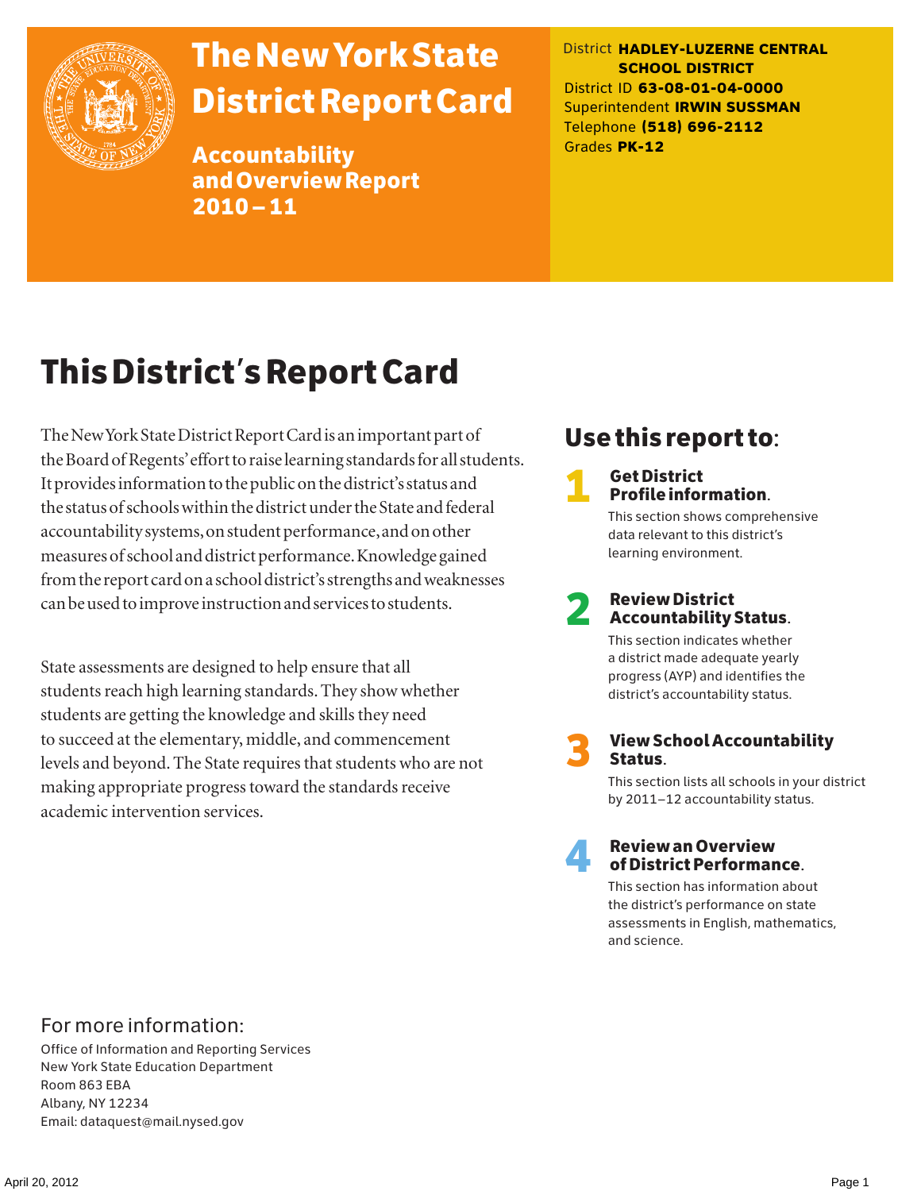# The New York State District Report Card

## Accountability and Overview Report 2010 – 11

District **HADLEY-LUZERNE CENTRAL SCHOOL DISTRICT**
District ID **63-08-01-04-0000**
Superintendent **IRWIN SUSSMAN**
Telephone **(518) 696-2112**
Grades **PK-12**

# This District's Report Card

The New York State District Report Card is an important part of the Board of Regents' effort to raise learning standards for all students. It provides information to the public on the district's status and the status of schools within the district under the State and federal accountability systems, on student performance, and on other measures of school and district performance. Knowledge gained from the report card on a school district's strengths and weaknesses can be used to improve instruction and services to students.

State assessments are designed to help ensure that all students reach high learning standards. They show whether students are getting the knowledge and skills they need to succeed at the elementary, middle, and commencement levels and beyond. The State requires that students who are not making appropriate progress toward the standards receive academic intervention services.

## Use this report to:

1. **Get District Profile information.** This section shows comprehensive data relevant to this district's learning environment.

2. **Review District Accountability Status.** This section indicates whether a district made adequate yearly progress (AYP) and identifies the district's accountability status.

3. **View School Accountability Status.** This section lists all schools in your district by 2011–12 accountability status.

4. **Review an Overview of District Performance.** This section has information about the district's performance on state assessments in English, mathematics, and science.

## For more information:

Office of Information and Reporting Services
New York State Education Department
Room 863 EBA
Albany, NY 12234
Email: dataquest@mail.nysed.gov

April 20, 2012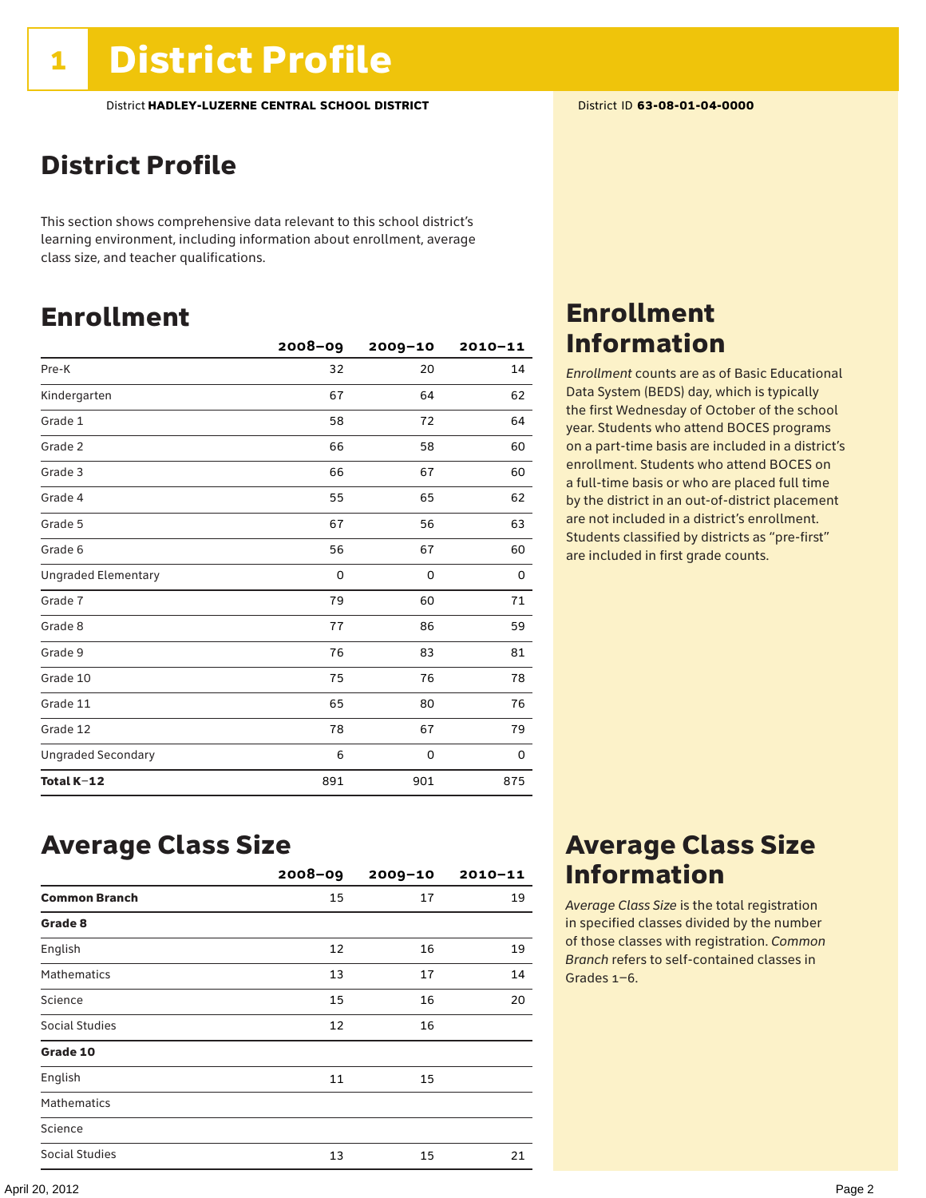# 1 District Profile

District **HADLEY-LUZERNE CENTRAL SCHOOL DISTRICT**

District ID **63-08-01-04-0000**

## District Profile

This section shows comprehensive data relevant to this school district's learning environment, including information about enrollment, average class size, and teacher qualifications.

## Enrollment

| | 2008–09 | 2009–10 | 2010–11 |
|---|---|---|---|
| Pre-K | 32 | 20 | 14 |
| Kindergarten | 67 | 64 | 62 |
| Grade 1 | 58 | 72 | 64 |
| Grade 2 | 66 | 58 | 60 |
| Grade 3 | 66 | 67 | 60 |
| Grade 4 | 55 | 65 | 62 |
| Grade 5 | 67 | 56 | 63 |
| Grade 6 | 56 | 67 | 60 |
| Ungraded Elementary | 0 | 0 | 0 |
| Grade 7 | 79 | 60 | 71 |
| Grade 8 | 77 | 86 | 59 |
| Grade 9 | 76 | 83 | 81 |
| Grade 10 | 75 | 76 | 78 |
| Grade 11 | 65 | 80 | 76 |
| Grade 12 | 78 | 67 | 79 |
| Ungraded Secondary | 6 | 0 | 0 |
| **Total K–12** | 891 | 901 | 875 |

## Enrollment Information

*Enrollment* counts are as of Basic Educational Data System (BEDS) day, which is typically the first Wednesday of October of the school year. Students who attend BOCES programs on a part-time basis are included in a district's enrollment. Students who attend BOCES on a full-time basis or who are placed full time by the district in an out-of-district placement are not included in a district's enrollment. Students classified by districts as "pre-first" are included in first grade counts.

## Average Class Size

| | 2008–09 | 2009–10 | 2010–11 |
|---|---|---|---|
| **Common Branch** | 15 | 17 | 19 |
| **Grade 8** | | | |
| English | 12 | 16 | 19 |
| Mathematics | 13 | 17 | 14 |
| Science | 15 | 16 | 20 |
| Social Studies | 12 | 16 | |
| **Grade 10** | | | |
| English | 11 | 15 | |
| Mathematics | | | |
| Science | | | |
| Social Studies | 13 | 15 | 21 |

## Average Class Size Information

*Average Class Size* is the total registration in specified classes divided by the number of those classes with registration. *Common Branch* refers to self-contained classes in Grades 1–6.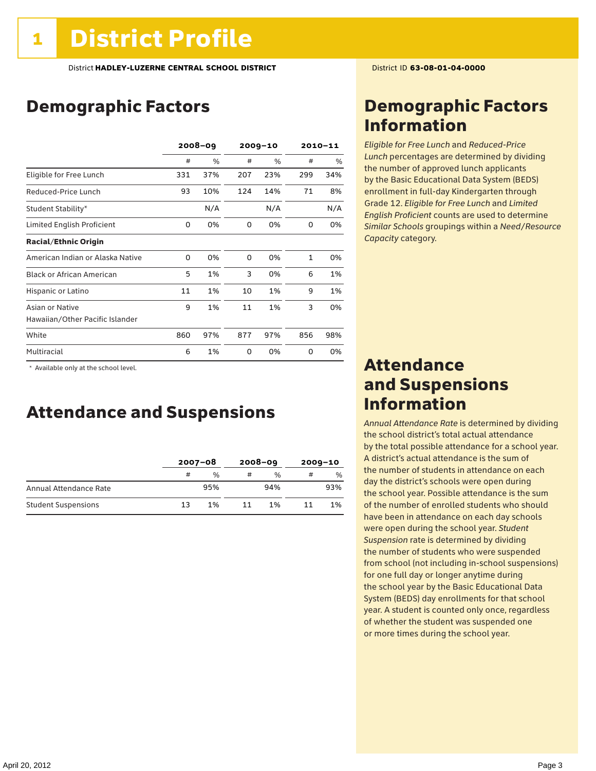# 1 District Profile

District **HADLEY-LUZERNE CENTRAL SCHOOL DISTRICT**

District ID **63-08-01-04-0000**

## Demographic Factors

| | 2008–09 | | 2009–10 | | 2010–11 | |
|---|---|---|---|---|---|---|
| | # | % | # | % | # | % |
| Eligible for Free Lunch | 331 | 37% | 207 | 23% | 299 | 34% |
| Reduced-Price Lunch | 93 | 10% | 124 | 14% | 71 | 8% |
| Student Stability* | | N/A | | N/A | | N/A |
| Limited English Proficient | 0 | 0% | 0 | 0% | 0 | 0% |
| **Racial/Ethnic Origin** | | | | | | |
| American Indian or Alaska Native | 0 | 0% | 0 | 0% | 1 | 0% |
| Black or African American | 5 | 1% | 3 | 0% | 6 | 1% |
| Hispanic or Latino | 11 | 1% | 10 | 1% | 9 | 1% |
| Asian or Native Hawaiian/Other Pacific Islander | 9 | 1% | 11 | 1% | 3 | 0% |
| White | 860 | 97% | 877 | 97% | 856 | 98% |
| Multiracial | 6 | 1% | 0 | 0% | 0 | 0% |

* Available only at the school level.

## Attendance and Suspensions

| | 2007–08 | | 2008–09 | | 2009–10 | |
|---|---|---|---|---|---|---|
| | # | % | # | % | # | % |
| Annual Attendance Rate | | 95% | | 94% | | 93% |
| Student Suspensions | 13 | 1% | 11 | 1% | 11 | 1% |

## Demographic Factors Information

*Eligible for Free Lunch* and *Reduced-Price Lunch* percentages are determined by dividing the number of approved lunch applicants by the Basic Educational Data System (BEDS) enrollment in full-day Kindergarten through Grade 12. *Eligible for Free Lunch* and *Limited English Proficient* counts are used to determine *Similar Schools* groupings within a *Need/Resource Capacity* category.

## Attendance and Suspensions Information

*Annual Attendance Rate* is determined by dividing the school district's total actual attendance by the total possible attendance for a school year. A district's actual attendance is the sum of the number of students in attendance on each day the district's schools were open during the school year. Possible attendance is the sum of the number of enrolled students who should have been in attendance on each day schools were open during the school year. *Student Suspension* rate is determined by dividing the number of students who were suspended from school (not including in-school suspensions) for one full day or longer anytime during the school year by the Basic Educational Data System (BEDS) day enrollments for that school year. A student is counted only once, regardless of whether the student was suspended one or more times during the school year.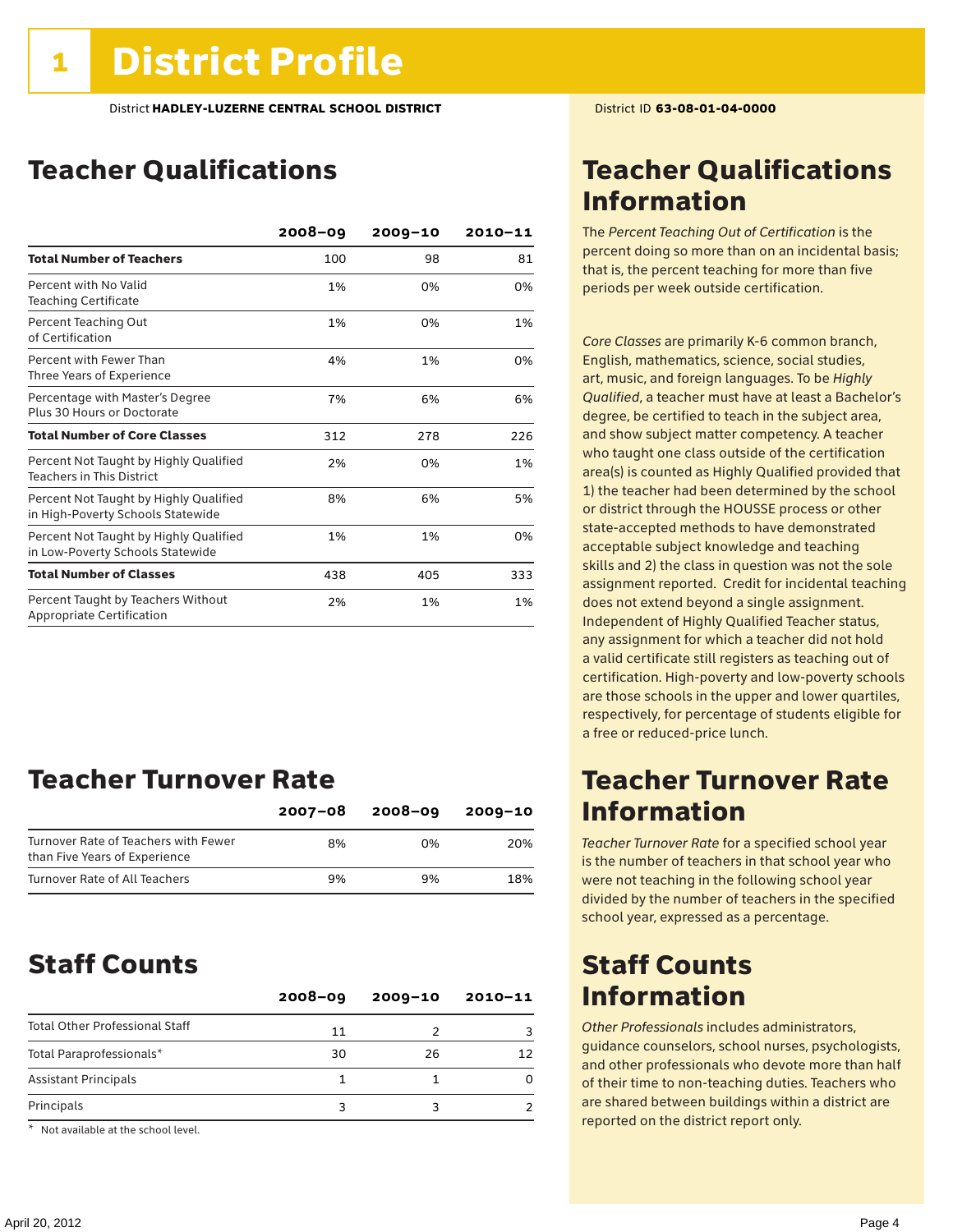# 1 District Profile

District **HADLEY-LUZERNE CENTRAL SCHOOL DISTRICT**

District ID **63-08-01-04-0000**

## Teacher Qualifications

| | 2008–09 | 2009–10 | 2010–11 |
|---|---|---|---|
| **Total Number of Teachers** | 100 | 98 | 81 |
| Percent with No Valid Teaching Certificate | 1% | 0% | 0% |
| Percent Teaching Out of Certification | 1% | 0% | 1% |
| Percent with Fewer Than Three Years of Experience | 4% | 1% | 0% |
| Percentage with Master's Degree Plus 30 Hours or Doctorate | 7% | 6% | 6% |
| **Total Number of Core Classes** | 312 | 278 | 226 |
| Percent Not Taught by Highly Qualified Teachers in This District | 2% | 0% | 1% |
| Percent Not Taught by Highly Qualified in High-Poverty Schools Statewide | 8% | 6% | 5% |
| Percent Not Taught by Highly Qualified in Low-Poverty Schools Statewide | 1% | 1% | 0% |
| **Total Number of Classes** | 438 | 405 | 333 |
| Percent Taught by Teachers Without Appropriate Certification | 2% | 1% | 1% |

## Teacher Qualifications Information

The *Percent Teaching Out of Certification* is the percent doing so more than on an incidental basis; that is, the percent teaching for more than five periods per week outside certification.

*Core Classes* are primarily K-6 common branch, English, mathematics, science, social studies, art, music, and foreign languages. To be *Highly Qualified*, a teacher must have at least a Bachelor's degree, be certified to teach in the subject area, and show subject matter competency. A teacher who taught one class outside of the certification area(s) is counted as Highly Qualified provided that 1) the teacher had been determined by the school or district through the HOUSSE process or other state-accepted methods to have demonstrated acceptable subject knowledge and teaching skills and 2) the class in question was not the sole assignment reported. Credit for incidental teaching does not extend beyond a single assignment. Independent of Highly Qualified Teacher status, any assignment for which a teacher did not hold a valid certificate still registers as teaching out of certification. High-poverty and low-poverty schools are those schools in the upper and lower quartiles, respectively, for percentage of students eligible for a free or reduced-price lunch.

## Teacher Turnover Rate

| | 2007–08 | 2008–09 | 2009–10 |
|---|---|---|---|
| Turnover Rate of Teachers with Fewer than Five Years of Experience | 8% | 0% | 20% |
| Turnover Rate of All Teachers | 9% | 9% | 18% |

## Teacher Turnover Rate Information

*Teacher Turnover Rate* for a specified school year is the number of teachers in that school year who were not teaching in the following school year divided by the number of teachers in the specified school year, expressed as a percentage.

## Staff Counts

| | 2008–09 | 2009–10 | 2010–11 |
|---|---|---|---|
| Total Other Professional Staff | 11 | 2 | 3 |
| Total Paraprofessionals* | 30 | 26 | 12 |
| Assistant Principals | 1 | 1 | 0 |
| Principals | 3 | 3 | 2 |

\* Not available at the school level.

## Staff Counts Information

*Other Professionals* includes administrators, guidance counselors, school nurses, psychologists, and other professionals who devote more than half of their time to non-teaching duties. Teachers who are shared between buildings within a district are reported on the district report only.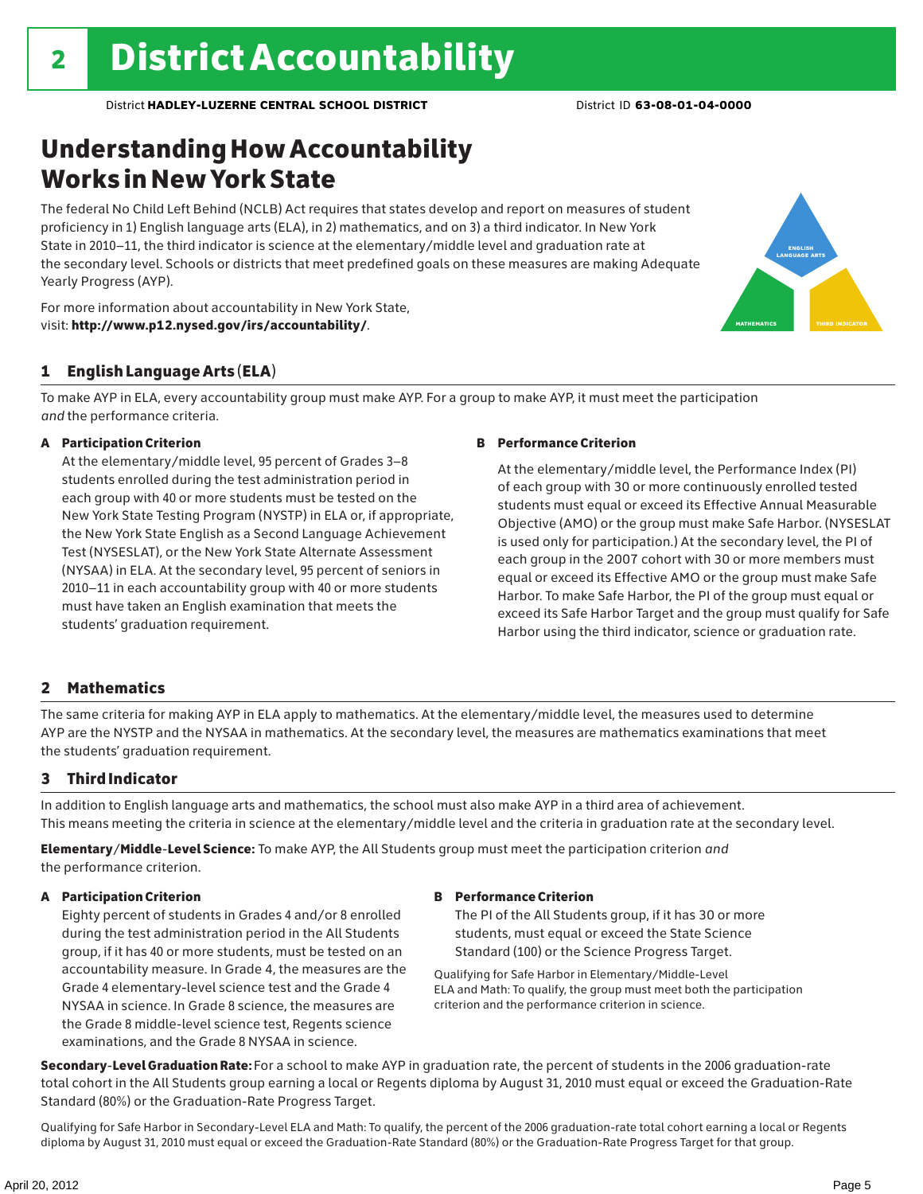# 2 District Accountability

District **HADLEY-LUZERNE CENTRAL SCHOOL DISTRICT** District ID **63-08-01-04-0000**

## Understanding How Accountability Works in New York State

The federal No Child Left Behind (NCLB) Act requires that states develop and report on measures of student proficiency in 1) English language arts (ELA), in 2) mathematics, and on 3) a third indicator. In New York State in 2010–11, the third indicator is science at the elementary/middle level and graduation rate at the secondary level. Schools or districts that meet predefined goals on these measures are making Adequate Yearly Progress (AYP).

For more information about accountability in New York State, visit: **http://www.p12.nysed.gov/irs/accountability/**.

ENGLISH LANGUAGE ARTS

MATHEMATICS

THIRD INDICATOR

### 1 English Language Arts (ELA)

To make AYP in ELA, every accountability group must make AYP. For a group to make AYP, it must meet the participation *and* the performance criteria.

**A Participation Criterion**

At the elementary/middle level, 95 percent of Grades 3–8 students enrolled during the test administration period in each group with 40 or more students must be tested on the New York State Testing Program (NYSTP) in ELA or, if appropriate, the New York State English as a Second Language Achievement Test (NYSESLAT), or the New York State Alternate Assessment (NYSAA) in ELA. At the secondary level, 95 percent of seniors in 2010–11 in each accountability group with 40 or more students must have taken an English examination that meets the students' graduation requirement.

**B Performance Criterion**

At the elementary/middle level, the Performance Index (PI) of each group with 30 or more continuously enrolled tested students must equal or exceed its Effective Annual Measurable Objective (AMO) or the group must make Safe Harbor. (NYSESLAT is used only for participation.) At the secondary level, the PI of each group in the 2007 cohort with 30 or more members must equal or exceed its Effective AMO or the group must make Safe Harbor. To make Safe Harbor, the PI of the group must equal or exceed its Safe Harbor Target and the group must qualify for Safe Harbor using the third indicator, science or graduation rate.

### 2 Mathematics

The same criteria for making AYP in ELA apply to mathematics. At the elementary/middle level, the measures used to determine AYP are the NYSTP and the NYSAA in mathematics. At the secondary level, the measures are mathematics examinations that meet the students' graduation requirement.

### 3 Third Indicator

In addition to English language arts and mathematics, the school must also make AYP in a third area of achievement. This means meeting the criteria in science at the elementary/middle level and the criteria in graduation rate at the secondary level.

**Elementary/Middle-Level Science:** To make AYP, the All Students group must meet the participation criterion *and* the performance criterion.

**A Participation Criterion**

Eighty percent of students in Grades 4 and/or 8 enrolled during the test administration period in the All Students group, if it has 40 or more students, must be tested on an accountability measure. In Grade 4, the measures are the Grade 4 elementary-level science test and the Grade 4 NYSAA in science. In Grade 8 science, the measures are the Grade 8 middle-level science test, Regents science examinations, and the Grade 8 NYSAA in science.

**B Performance Criterion**

The PI of the All Students group, if it has 30 or more students, must equal or exceed the State Science Standard (100) or the Science Progress Target.

Qualifying for Safe Harbor in Elementary/Middle-Level ELA and Math: To qualify, the group must meet both the participation criterion and the performance criterion in science.

**Secondary-Level Graduation Rate:** For a school to make AYP in graduation rate, the percent of students in the 2006 graduation-rate total cohort in the All Students group earning a local or Regents diploma by August 31, 2010 must equal or exceed the Graduation-Rate Standard (80%) or the Graduation-Rate Progress Target.

Qualifying for Safe Harbor in Secondary-Level ELA and Math: To qualify, the percent of the 2006 graduation-rate total cohort earning a local or Regents diploma by August 31, 2010 must equal or exceed the Graduation-Rate Standard (80%) or the Graduation-Rate Progress Target for that group.

April 20, 2012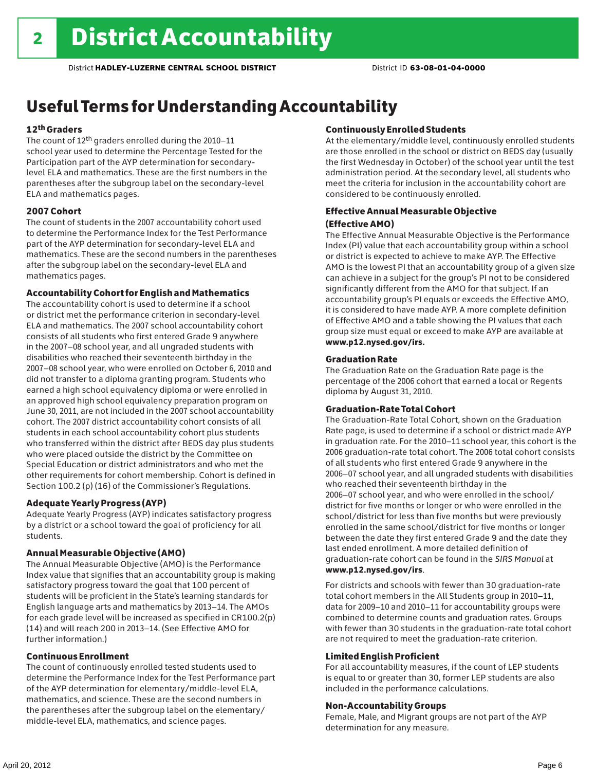# 2 District Accountability

District **HADLEY-LUZERNE CENTRAL SCHOOL DISTRICT** District ID **63-08-01-04-0000**

## Useful Terms for Understanding Accountability

### 12th Graders

The count of 12th graders enrolled during the 2010–11 school year used to determine the Percentage Tested for the Participation part of the AYP determination for secondary-level ELA and mathematics. These are the first numbers in the parentheses after the subgroup label on the secondary-level ELA and mathematics pages.

### 2007 Cohort

The count of students in the 2007 accountability cohort used to determine the Performance Index for the Test Performance part of the AYP determination for secondary-level ELA and mathematics. These are the second numbers in the parentheses after the subgroup label on the secondary-level ELA and mathematics pages.

### Accountability Cohort for English and Mathematics

The accountability cohort is used to determine if a school or district met the performance criterion in secondary-level ELA and mathematics. The 2007 school accountability cohort consists of all students who first entered Grade 9 anywhere in the 2007–08 school year, and all ungraded students with disabilities who reached their seventeenth birthday in the 2007–08 school year, who were enrolled on October 6, 2010 and did not transfer to a diploma granting program. Students who earned a high school equivalency diploma or were enrolled in an approved high school equivalency preparation program on June 30, 2011, are not included in the 2007 school accountability cohort. The 2007 district accountability cohort consists of all students in each school accountability cohort plus students who transferred within the district after BEDS day plus students who were placed outside the district by the Committee on Special Education or district administrators and who met the other requirements for cohort membership. Cohort is defined in Section 100.2 (p) (16) of the Commissioner's Regulations.

### Adequate Yearly Progress (AYP)

Adequate Yearly Progress (AYP) indicates satisfactory progress by a district or a school toward the goal of proficiency for all students.

### Annual Measurable Objective (AMO)

The Annual Measurable Objective (AMO) is the Performance Index value that signifies that an accountability group is making satisfactory progress toward the goal that 100 percent of students will be proficient in the State's learning standards for English language arts and mathematics by 2013–14. The AMOs for each grade level will be increased as specified in CR100.2(p)(14) and will reach 200 in 2013–14. (See Effective AMO for further information.)

### Continuous Enrollment

The count of continuously enrolled tested students used to determine the Performance Index for the Test Performance part of the AYP determination for elementary/middle-level ELA, mathematics, and science. These are the second numbers in the parentheses after the subgroup label on the elementary/middle-level ELA, mathematics, and science pages.

### Continuously Enrolled Students

At the elementary/middle level, continuously enrolled students are those enrolled in the school or district on BEDS day (usually the first Wednesday in October) of the school year until the test administration period. At the secondary level, all students who meet the criteria for inclusion in the accountability cohort are considered to be continuously enrolled.

### Effective Annual Measurable Objective (Effective AMO)

The Effective Annual Measurable Objective is the Performance Index (PI) value that each accountability group within a school or district is expected to achieve to make AYP. The Effective AMO is the lowest PI that an accountability group of a given size can achieve in a subject for the group's PI not to be considered significantly different from the AMO for that subject. If an accountability group's PI equals or exceeds the Effective AMO, it is considered to have made AYP. A more complete definition of Effective AMO and a table showing the PI values that each group size must equal or exceed to make AYP are available at **www.p12.nysed.gov/irs.**

### Graduation Rate

The Graduation Rate on the Graduation Rate page is the percentage of the 2006 cohort that earned a local or Regents diploma by August 31, 2010.

### Graduation-Rate Total Cohort

The Graduation-Rate Total Cohort, shown on the Graduation Rate page, is used to determine if a school or district made AYP in graduation rate. For the 2010–11 school year, this cohort is the 2006 graduation-rate total cohort. The 2006 total cohort consists of all students who first entered Grade 9 anywhere in the 2006–07 school year, and all ungraded students with disabilities who reached their seventeenth birthday in the 2006–07 school year, and who were enrolled in the school/district for five months or longer or who were enrolled in the school/district for less than five months but were previously enrolled in the same school/district for five months or longer between the date they first entered Grade 9 and the date they last ended enrollment. A more detailed definition of graduation-rate cohort can be found in the *SIRS Manual* at **www.p12.nysed.gov/irs**.

For districts and schools with fewer than 30 graduation-rate total cohort members in the All Students group in 2010–11, data for 2009–10 and 2010–11 for accountability groups were combined to determine counts and graduation rates. Groups with fewer than 30 students in the graduation-rate total cohort are not required to meet the graduation-rate criterion.

### Limited English Proficient

For all accountability measures, if the count of LEP students is equal to or greater than 30, former LEP students are also included in the performance calculations.

### Non-Accountability Groups

Female, Male, and Migrant groups are not part of the AYP determination for any measure.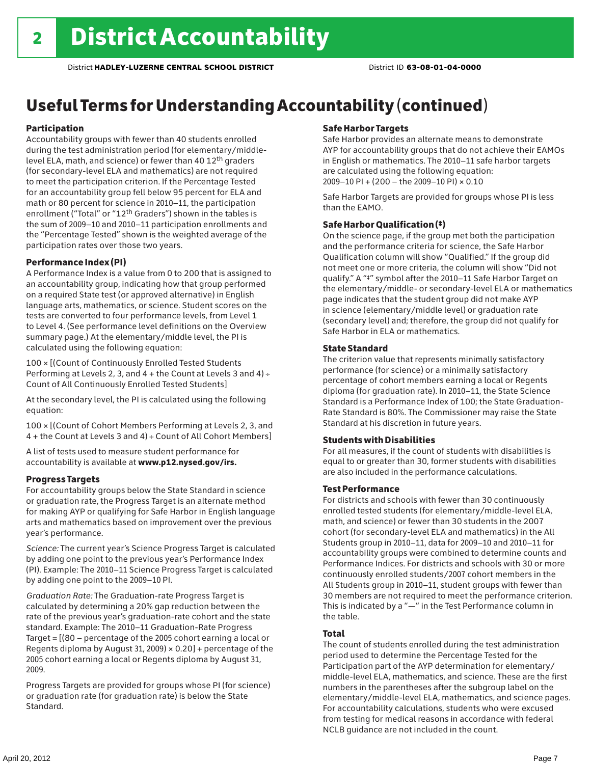# 2 District Accountability

District **HADLEY-LUZERNE CENTRAL SCHOOL DISTRICT** District ID **63-08-01-04-0000**

## Useful Terms for Understanding Accountability (continued)

### Participation

Accountability groups with fewer than 40 students enrolled during the test administration period (for elementary/middle-level ELA, math, and science) or fewer than 40 12th graders (for secondary-level ELA and mathematics) are not required to meet the participation criterion. If the Percentage Tested for an accountability group fell below 95 percent for ELA and math or 80 percent for science in 2010–11, the participation enrollment ("Total" or "12th Graders") shown in the tables is the sum of 2009–10 and 2010–11 participation enrollments and the "Percentage Tested" shown is the weighted average of the participation rates over those two years.

### Performance Index (PI)

A Performance Index is a value from 0 to 200 that is assigned to an accountability group, indicating how that group performed on a required State test (or approved alternative) in English language arts, mathematics, or science. Student scores on the tests are converted to four performance levels, from Level 1 to Level 4. (See performance level definitions on the Overview summary page.) At the elementary/middle level, the PI is calculated using the following equation:

100 × [(Count of Continuously Enrolled Tested Students Performing at Levels 2, 3, and 4 + the Count at Levels 3 and 4) ÷ Count of All Continuously Enrolled Tested Students]

At the secondary level, the PI is calculated using the following equation:

100 × [(Count of Cohort Members Performing at Levels 2, 3, and 4 + the Count at Levels 3 and 4) ÷ Count of All Cohort Members]

A list of tests used to measure student performance for accountability is available at **www.p12.nysed.gov/irs.**

### Progress Targets

For accountability groups below the State Standard in science or graduation rate, the Progress Target is an alternate method for making AYP or qualifying for Safe Harbor in English language arts and mathematics based on improvement over the previous year's performance.

*Science:* The current year's Science Progress Target is calculated by adding one point to the previous year's Performance Index (PI). Example: The 2010–11 Science Progress Target is calculated by adding one point to the 2009–10 PI.

*Graduation Rate:* The Graduation-rate Progress Target is calculated by determining a 20% gap reduction between the rate of the previous year's graduation-rate cohort and the state standard. Example: The 2010–11 Graduation-Rate Progress Target = [(80 – percentage of the 2005 cohort earning a local or Regents diploma by August 31, 2009) × 0.20] + percentage of the 2005 cohort earning a local or Regents diploma by August 31, 2009.

Progress Targets are provided for groups whose PI (for science) or graduation rate (for graduation rate) is below the State Standard.

### Safe Harbor Targets

Safe Harbor provides an alternate means to demonstrate AYP for accountability groups that do not achieve their EAMOs in English or mathematics. The 2010–11 safe harbor targets are calculated using the following equation:
2009–10 PI + (200 – the 2009–10 PI) × 0.10

Safe Harbor Targets are provided for groups whose PI is less than the EAMO.

### Safe Harbor Qualification (‡)

On the science page, if the group met both the participation and the performance criteria for science, the Safe Harbor Qualification column will show "Qualified." If the group did not meet one or more criteria, the column will show "Did not qualify." A "‡" symbol after the 2010–11 Safe Harbor Target on the elementary/middle- or secondary-level ELA or mathematics page indicates that the student group did not make AYP in science (elementary/middle level) or graduation rate (secondary level) and; therefore, the group did not qualify for Safe Harbor in ELA or mathematics.

### State Standard

The criterion value that represents minimally satisfactory performance (for science) or a minimally satisfactory percentage of cohort members earning a local or Regents diploma (for graduation rate). In 2010–11, the State Science Standard is a Performance Index of 100; the State Graduation-Rate Standard is 80%. The Commissioner may raise the State Standard at his discretion in future years.

### Students with Disabilities

For all measures, if the count of students with disabilities is equal to or greater than 30, former students with disabilities are also included in the performance calculations.

### Test Performance

For districts and schools with fewer than 30 continuously enrolled tested students (for elementary/middle-level ELA, math, and science) or fewer than 30 students in the 2007 cohort (for secondary-level ELA and mathematics) in the All Students group in 2010–11, data for 2009–10 and 2010–11 for accountability groups were combined to determine counts and Performance Indices. For districts and schools with 30 or more continuously enrolled students/2007 cohort members in the All Students group in 2010–11, student groups with fewer than 30 members are not required to meet the performance criterion. This is indicated by a "—" in the Test Performance column in the table.

### Total

The count of students enrolled during the test administration period used to determine the Percentage Tested for the Participation part of the AYP determination for elementary/middle-level ELA, mathematics, and science. These are the first numbers in the parentheses after the subgroup label on the elementary/middle-level ELA, mathematics, and science pages. For accountability calculations, students who were excused from testing for medical reasons in accordance with federal NCLB guidance are not included in the count.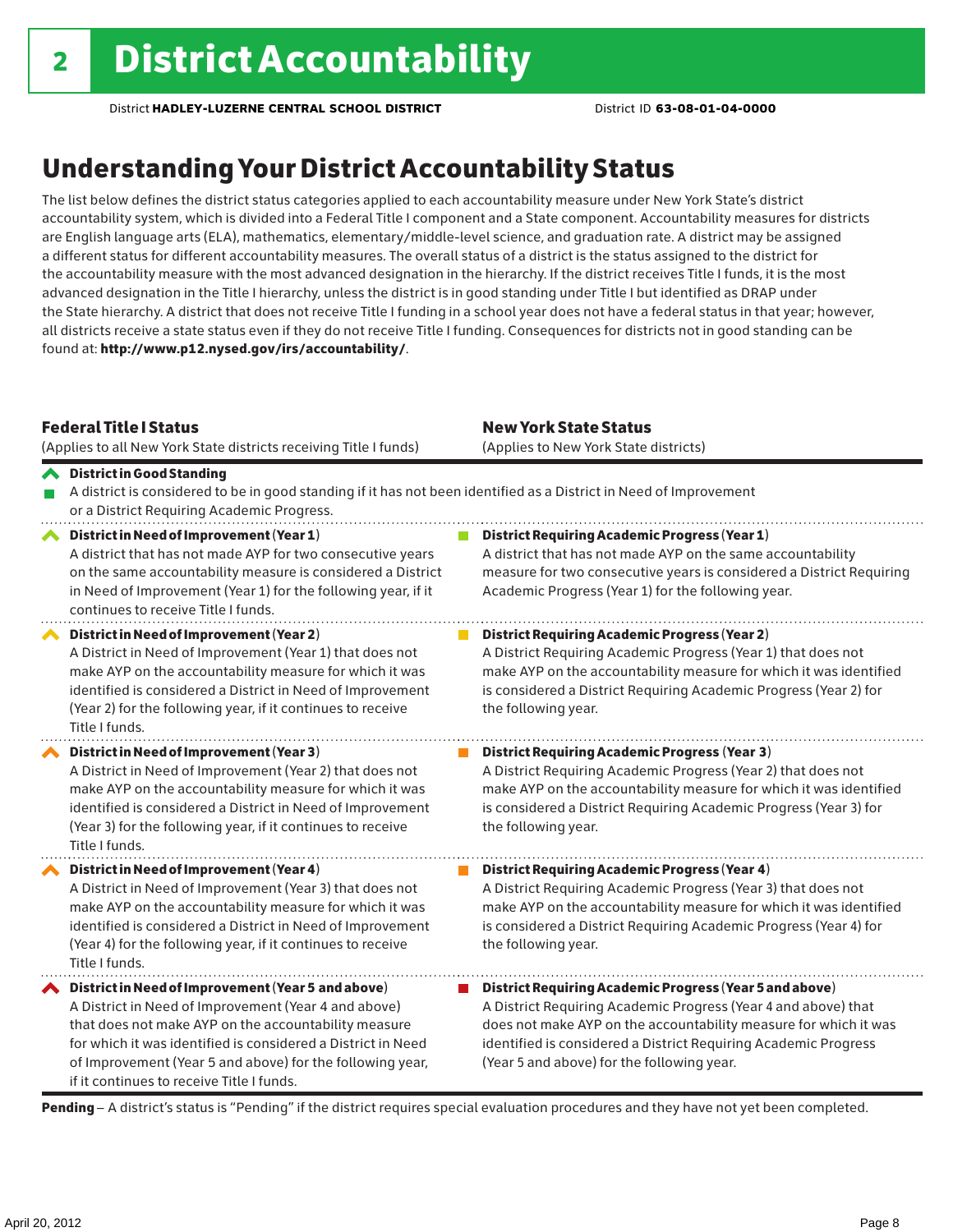# 2 District Accountability

District **HADLEY-LUZERNE CENTRAL SCHOOL DISTRICT** District ID **63-08-01-04-0000**

## Understanding Your District Accountability Status

The list below defines the district status categories applied to each accountability measure under New York State's district accountability system, which is divided into a Federal Title I component and a State component. Accountability measures for districts are English language arts (ELA), mathematics, elementary/middle-level science, and graduation rate. A district may be assigned a different status for different accountability measures. The overall status of a district is the status assigned to the district for the accountability measure with the most advanced designation in the hierarchy. If the district receives Title I funds, it is the most advanced designation in the Title I hierarchy, unless the district is in good standing under Title I but identified as DRAP under the State hierarchy. A district that does not receive Title I funding in a school year does not have a federal status in that year; however, all districts receive a state status even if they do not receive Title I funding. Consequences for districts not in good standing can be found at: **http://www.p12.nysed.gov/irs/accountability/**.

| Federal Title I Status (Applies to all New York State districts receiving Title I funds) | New York State Status (Applies to New York State districts) |
|---|---|
| **District in Good Standing** A district is considered to be in good standing if it has not been identified as a District in Need of Improvement or a District Requiring Academic Progress. | |
| **District in Need of Improvement (Year 1)** A district that has not made AYP for two consecutive years on the same accountability measure is considered a District in Need of Improvement (Year 1) for the following year, if it continues to receive Title I funds. | **District Requiring Academic Progress (Year 1)** A district that has not made AYP on the same accountability measure for two consecutive years is considered a District Requiring Academic Progress (Year 1) for the following year. |
| **District in Need of Improvement (Year 2)** A District in Need of Improvement (Year 1) that does not make AYP on the accountability measure for which it was identified is considered a District in Need of Improvement (Year 2) for the following year, if it continues to receive Title I funds. | **District Requiring Academic Progress (Year 2)** A District Requiring Academic Progress (Year 1) that does not make AYP on the accountability measure for which it was identified is considered a District Requiring Academic Progress (Year 2) for the following year. |
| **District in Need of Improvement (Year 3)** A District in Need of Improvement (Year 2) that does not make AYP on the accountability measure for which it was identified is considered a District in Need of Improvement (Year 3) for the following year, if it continues to receive Title I funds. | **District Requiring Academic Progress (Year 3)** A District Requiring Academic Progress (Year 2) that does not make AYP on the accountability measure for which it was identified is considered a District Requiring Academic Progress (Year 3) for the following year. |
| **District in Need of Improvement (Year 4)** A District in Need of Improvement (Year 3) that does not make AYP on the accountability measure for which it was identified is considered a District in Need of Improvement (Year 4) for the following year, if it continues to receive Title I funds. | **District Requiring Academic Progress (Year 4)** A District Requiring Academic Progress (Year 3) that does not make AYP on the accountability measure for which it was identified is considered a District Requiring Academic Progress (Year 4) for the following year. |
| **District in Need of Improvement (Year 5 and above)** A District in Need of Improvement (Year 4 and above) that does not make AYP on the accountability measure for which it was identified is considered a District in Need of Improvement (Year 5 and above) for the following year, if it continues to receive Title I funds. | **District Requiring Academic Progress (Year 5 and above)** A District Requiring Academic Progress (Year 4 and above) that does not make AYP on the accountability measure for which it was identified is considered a District Requiring Academic Progress (Year 5 and above) for the following year. |

**Pending** – A district's status is "Pending" if the district requires special evaluation procedures and they have not yet been completed.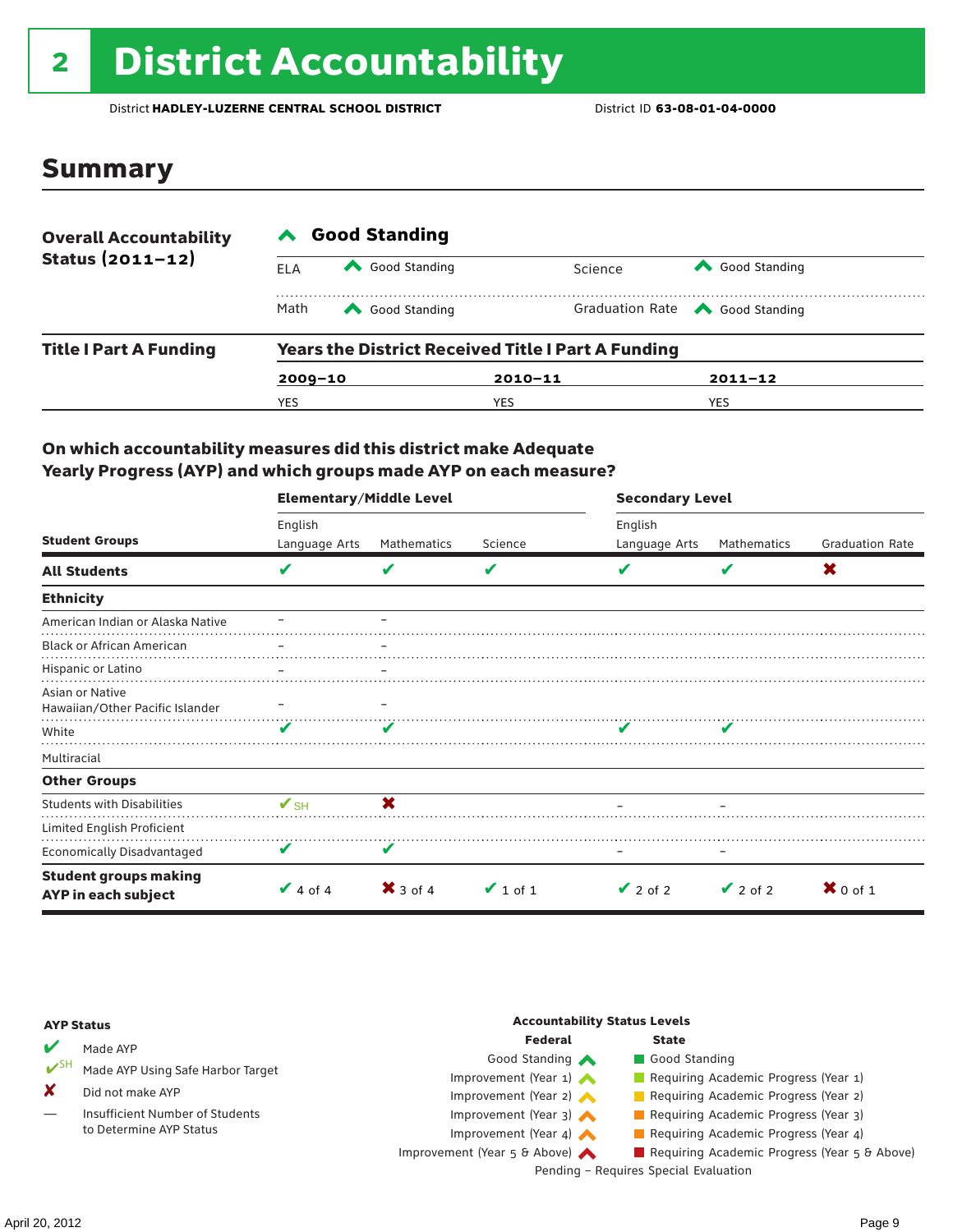# 2 District Accountability

District **HADLEY-LUZERNE CENTRAL SCHOOL DISTRICT** District ID **63-08-01-04-0000**

## Summary

| **Overall Accountability Status (2011–12)** | **Good Standing** | | | |
|---|---|---|---|---|
| | ELA | Good Standing | Science | Good Standing |
| | Math | Good Standing | Graduation Rate | Good Standing |

| **Title I Part A Funding** | **Years the District Received Title I Part A Funding** | | |
|---|---|---|---|
| | **2009–10** | **2010–11** | **2011–12** |
| | YES | YES | YES |

### On which accountability measures did this district make Adequate Yearly Progress (AYP) and which groups made AYP on each measure?

| Student Groups | Elementary/Middle Level: English Language Arts | Elementary/Middle Level: Mathematics | Elementary/Middle Level: Science | Secondary Level: English Language Arts | Secondary Level: Mathematics | Secondary Level: Graduation Rate |
|---|---|---|---|---|---|---|
| **All Students** | ✔ | ✔ | ✔ | ✔ | ✔ | ✘ |
| **Ethnicity** | | | | | | |
| American Indian or Alaska Native | – | – | | | | |
| Black or African American | – | – | | | | |
| Hispanic or Latino | – | – | | | | |
| Asian or Native Hawaiian/Other Pacific Islander | – | – | | | | |
| White | ✔ | ✔ | | ✔ | ✔ | |
| Multiracial | | | | | | |
| **Other Groups** | | | | | | |
| Students with Disabilities | ✔SH | ✘ | | – | – | |
| Limited English Proficient | | | | | | |
| Economically Disadvantaged | ✔ | ✔ | | – | – | |
| **Student groups making AYP in each subject** | ✔ 4 of 4 | ✘ 3 of 4 | ✔ 1 of 1 | ✔ 2 of 2 | ✔ 2 of 2 | ✘ 0 of 1 |

**AYP Status**

- ✔ Made AYP
- ✔SH Made AYP Using Safe Harbor Target
- ✘ Did not make AYP
- — Insufficient Number of Students to Determine AYP Status

**Accountability Status Levels**

| Federal | State |
|---|---|
| Good Standing | Good Standing |
| Improvement (Year 1) | Requiring Academic Progress (Year 1) |
| Improvement (Year 2) | Requiring Academic Progress (Year 2) |
| Improvement (Year 3) | Requiring Academic Progress (Year 3) |
| Improvement (Year 4) | Requiring Academic Progress (Year 4) |
| Improvement (Year 5 & Above) | Requiring Academic Progress (Year 5 & Above) |

Pending – Requires Special Evaluation

April 20, 2012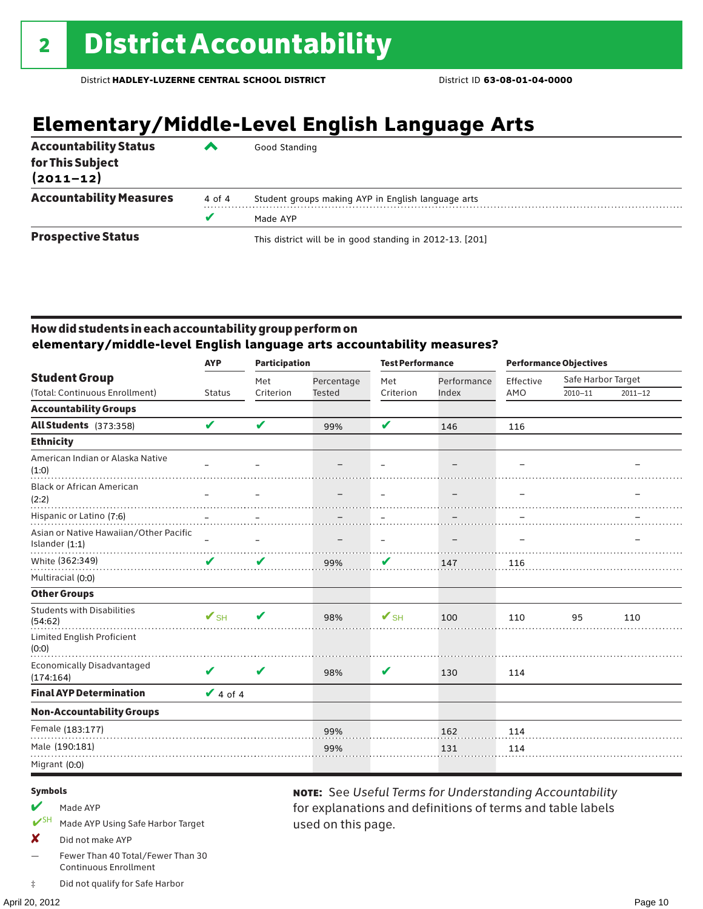# 2 District Accountability

District **HADLEY-LUZERNE CENTRAL SCHOOL DISTRICT** District ID **63-08-01-04-0000**

## Elementary/Middle-Level English Language Arts

| | | |
|---|---|---|
| **Accountability Status for This Subject (2011–12)** | ^ | Good Standing |
| **Accountability Measures** | 4 of 4 | Student groups making AYP in English language arts |
| | ✔ | Made AYP |
| **Prospective Status** | | This district will be in good standing in 2012-13. [201] |

### How did students in each accountability group perform on elementary/middle-level English language arts accountability measures?

| Student Group (Total: Continuous Enrollment) | AYP Status | Participation: Met Criterion | Participation: Percentage Tested | Test Performance: Met Criterion | Test Performance: Performance Index | Performance Objectives: Effective AMO | Safe Harbor Target 2010–11 | Safe Harbor Target 2011–12 |
|---|---|---|---|---|---|---|---|---|
| **Accountability Groups** | | | | | | | | |
| **All Students** (373:358) | ✔ | ✔ | 99% | ✔ | 146 | 116 | | |
| **Ethnicity** | | | | | | | | |
| American Indian or Alaska Native (1:0) | – | – | – | – | – | – | | – |
| Black or African American (2:2) | – | – | – | – | – | – | | – |
| Hispanic or Latino (7:6) | – | – | – | – | – | – | | – |
| Asian or Native Hawaiian/Other Pacific Islander (1:1) | – | – | – | – | – | – | | – |
| White (362:349) | ✔ | ✔ | 99% | ✔ | 147 | 116 | | |
| Multiracial (0:0) | | | | | | | | |
| **Other Groups** | | | | | | | | |
| Students with Disabilities (54:62) | ✔SH | ✔ | 98% | ✔SH | 100 | 110 | 95 | 110 |
| Limited English Proficient (0:0) | | | | | | | | |
| Economically Disadvantaged (174:164) | ✔ | ✔ | 98% | ✔ | 130 | 114 | | |
| **Final AYP Determination** | ✔ 4 of 4 | | | | | | | |
| **Non-Accountability Groups** | | | | | | | | |
| Female (183:177) | | | 99% | | 162 | 114 | | |
| Male (190:181) | | | 99% | | 131 | 114 | | |
| Migrant (0:0) | | | | | | | | |

**Symbols**

- ✔ Made AYP
- ✔SH Made AYP Using Safe Harbor Target
- ✘ Did not make AYP
- — Fewer Than 40 Total/Fewer Than 30 Continuous Enrollment
- ‡ Did not qualify for Safe Harbor

**NOTE:** See *Useful Terms for Understanding Accountability* for explanations and definitions of terms and table labels used on this page.

April 20, 2012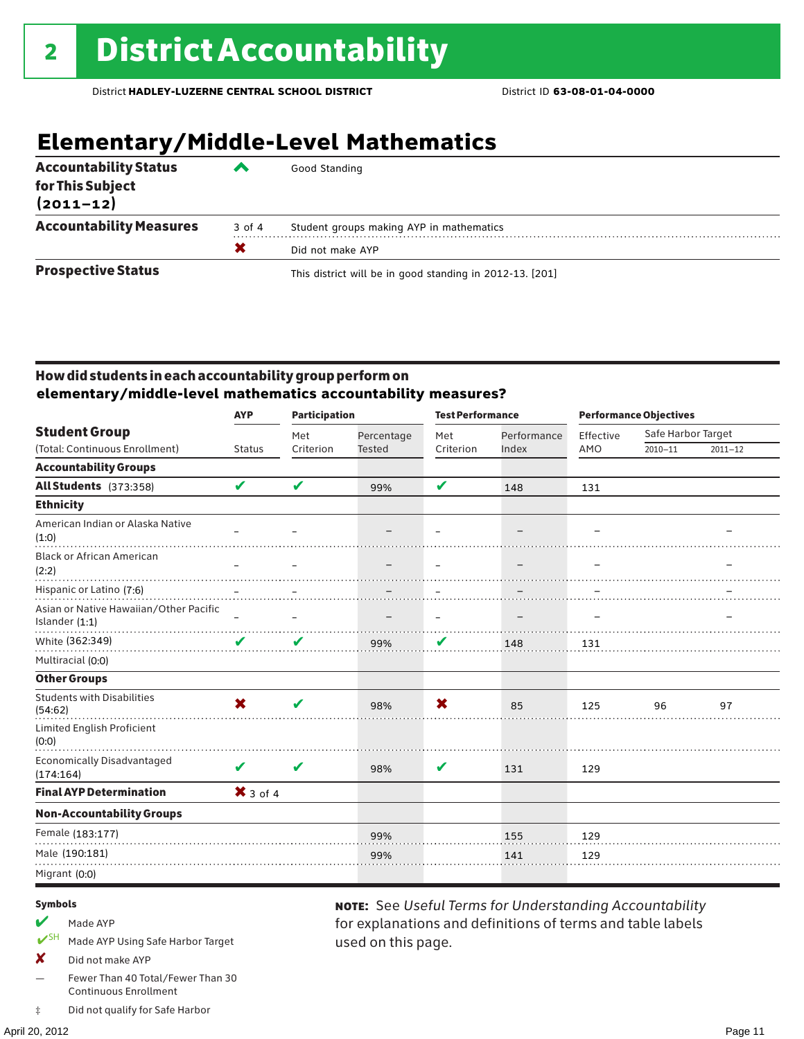# 2 District Accountability

District **HADLEY-LUZERNE CENTRAL SCHOOL DISTRICT** District ID **63-08-01-04-0000**

## Elementary/Middle-Level Mathematics

| | | |
|---|---|---|
| **Accountability Status for This Subject (2011–12)** | ^ | Good Standing |
| **Accountability Measures** | 3 of 4 | Student groups making AYP in mathematics |
| | ✘ | Did not make AYP |
| **Prospective Status** | | This district will be in good standing in 2012-13. [201] |

### How did students in each accountability group perform on elementary/middle-level mathematics accountability measures?

| Student Group (Total: Continuous Enrollment) | AYP Status | Participation: Met Criterion | Participation: Percentage Tested | Test Performance: Met Criterion | Test Performance: Performance Index | Performance Objectives: Effective AMO | Safe Harbor Target 2010–11 | Safe Harbor Target 2011–12 |
|---|---|---|---|---|---|---|---|---|
| **Accountability Groups** | | | | | | | | |
| **All Students** (373:358) | ✔ | ✔ | 99% | ✔ | 148 | 131 | | |
| **Ethnicity** | | | | | | | | |
| American Indian or Alaska Native (1:0) | – | – | – | – | – | – | | – |
| Black or African American (2:2) | – | – | – | – | – | – | | – |
| Hispanic or Latino (7:6) | – | – | – | – | – | – | | – |
| Asian or Native Hawaiian/Other Pacific Islander (1:1) | – | – | – | – | – | – | | – |
| White (362:349) | ✔ | ✔ | 99% | ✔ | 148 | 131 | | |
| Multiracial (0:0) | | | | | | | | |
| **Other Groups** | | | | | | | | |
| Students with Disabilities (54:62) | ✘ | ✔ | 98% | ✘ | 85 | 125 | 96 | 97 |
| Limited English Proficient (0:0) | | | | | | | | |
| Economically Disadvantaged (174:164) | ✔ | ✔ | 98% | ✔ | 131 | 129 | | |
| **Final AYP Determination** | ✘ 3 of 4 | | | | | | | |
| **Non-Accountability Groups** | | | | | | | | |
| Female (183:177) | | | 99% | | 155 | 129 | | |
| Male (190:181) | | | 99% | | 141 | 129 | | |
| Migrant (0:0) | | | | | | | | |

**Symbols**

- ✔ Made AYP
- ✔SH Made AYP Using Safe Harbor Target
- ✘ Did not make AYP
- — Fewer Than 40 Total/Fewer Than 30 Continuous Enrollment
- ‡ Did not qualify for Safe Harbor

**NOTE:** See *Useful Terms for Understanding Accountability* for explanations and definitions of terms and table labels used on this page.

April 20, 2012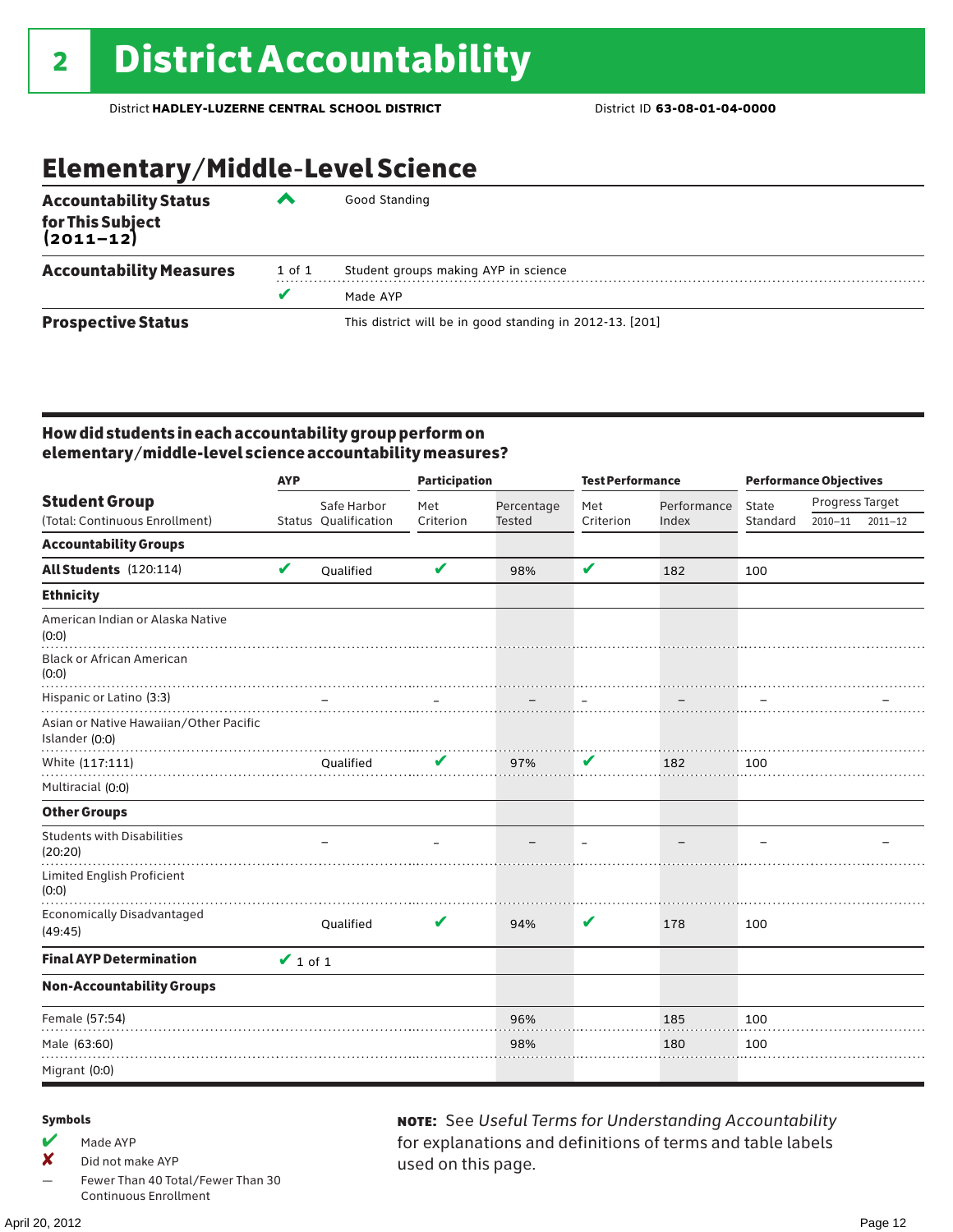# 2 District Accountability

District **HADLEY-LUZERNE CENTRAL SCHOOL DISTRICT** District ID **63-08-01-04-0000**

## Elementary/Middle-Level Science

| | | |
|---|---|---|
| **Accountability Status for This Subject (2011–12)** | ^ | Good Standing |
| **Accountability Measures** | 1 of 1 | Student groups making AYP in science |
| | ✔ | Made AYP |
| **Prospective Status** | | This district will be in good standing in 2012-13. [201] |

### How did students in each accountability group perform on elementary/middle-level science accountability measures?

| Student Group (Total: Continuous Enrollment) | AYP | | Participation | | Test Performance | | Performance Objectives | | |
|---|---|---|---|---|---|---|---|---|---|
| | Status | Safe Harbor Qualification | Met Criterion | Percentage Tested | Met Criterion | Performance Index | State Standard | Progress Target 2010–11 | Progress Target 2011–12 |
| **Accountability Groups** | | | | | | | | | |
| **All Students** (120:114) | ✔ | Qualified | ✔ | 98% | ✔ | 182 | 100 | | |
| **Ethnicity** | | | | | | | | | |
| American Indian or Alaska Native (0:0) | | | | | | | | | |
| Black or African American (0:0) | | | | | | | | | |
| Hispanic or Latino (3:3) | | – | – | – | – | – | – | | – |
| Asian or Native Hawaiian/Other Pacific Islander (0:0) | | | | | | | | | |
| White (117:111) | | Qualified | ✔ | 97% | ✔ | 182 | 100 | | |
| Multiracial (0:0) | | | | | | | | | |
| **Other Groups** | | | | | | | | | |
| Students with Disabilities (20:20) | | – | – | – | – | – | – | | – |
| Limited English Proficient (0:0) | | | | | | | | | |
| Economically Disadvantaged (49:45) | | Qualified | ✔ | 94% | ✔ | 178 | 100 | | |
| **Final AYP Determination** | ✔ 1 of 1 | | | | | | | | |
| **Non-Accountability Groups** | | | | | | | | | |
| Female (57:54) | | | | 96% | | 185 | 100 | | |
| Male (63:60) | | | | 98% | | 180 | 100 | | |
| Migrant (0:0) | | | | | | | | | |

**Symbols**

- ✔ Made AYP
- ✘ Did not make AYP
- — Fewer Than 40 Total/Fewer Than 30 Continuous Enrollment

**NOTE:** See *Useful Terms for Understanding Accountability* for explanations and definitions of terms and table labels used on this page.

April 20, 2012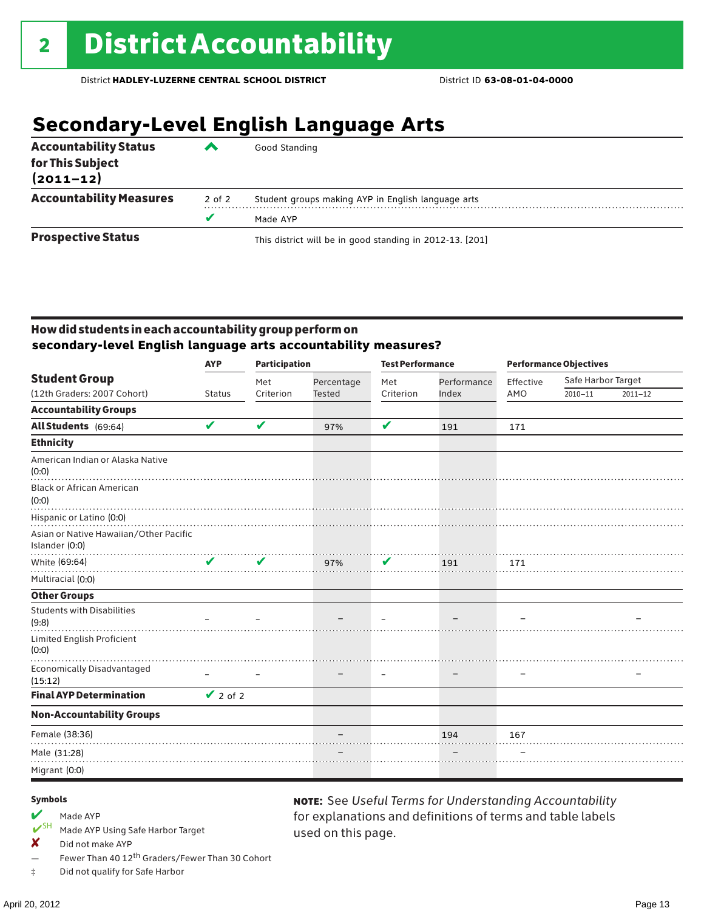# 2 District Accountability

District **HADLEY-LUZERNE CENTRAL SCHOOL DISTRICT** District ID **63-08-01-04-0000**

## Secondary-Level English Language Arts

| | | |
|---|---|---|
| **Accountability Status for This Subject (2011–12)** | ^ | Good Standing |
| **Accountability Measures** | 2 of 2 | Student groups making AYP in English language arts |
| | ✔ | Made AYP |
| **Prospective Status** | | This district will be in good standing in 2012-13. [201] |

### How did students in each accountability group perform on secondary-level English language arts accountability measures?

| Student Group (12th Graders: 2007 Cohort) | AYP Status | Participation: Met Criterion | Participation: Percentage Tested | Test Performance: Met Criterion | Test Performance: Performance Index | Performance Objectives: Effective AMO | Safe Harbor Target 2010–11 | Safe Harbor Target 2011–12 |
|---|---|---|---|---|---|---|---|---|
| **Accountability Groups** | | | | | | | | |
| **All Students** (69:64) | ✔ | ✔ | 97% | ✔ | 191 | 171 | | |
| **Ethnicity** | | | | | | | | |
| American Indian or Alaska Native (0:0) | | | | | | | | |
| Black or African American (0:0) | | | | | | | | |
| Hispanic or Latino (0:0) | | | | | | | | |
| Asian or Native Hawaiian/Other Pacific Islander (0:0) | | | | | | | | |
| White (69:64) | ✔ | ✔ | 97% | ✔ | 191 | 171 | | |
| Multiracial (0:0) | | | | | | | | |
| **Other Groups** | | | | | | | | |
| Students with Disabilities (9:8) | – | – | – | – | – | – | | – |
| Limited English Proficient (0:0) | | | | | | | | |
| Economically Disadvantaged (15:12) | – | – | – | – | – | – | | – |
| **Final AYP Determination** | ✔ 2 of 2 | | | | | | | |
| **Non-Accountability Groups** | | | | | | | | |
| Female (38:36) | | | – | | 194 | 167 | | |
| Male (31:28) | | | – | | – | – | | |
| Migrant (0:0) | | | | | | | | |

**Symbols**

- ✔ Made AYP
- ✔SH Made AYP Using Safe Harbor Target
- ✘ Did not make AYP
- — Fewer Than 40 12th Graders/Fewer Than 30 Cohort
- ‡ Did not qualify for Safe Harbor

**NOTE:** See *Useful Terms for Understanding Accountability* for explanations and definitions of terms and table labels used on this page.

April 20, 2012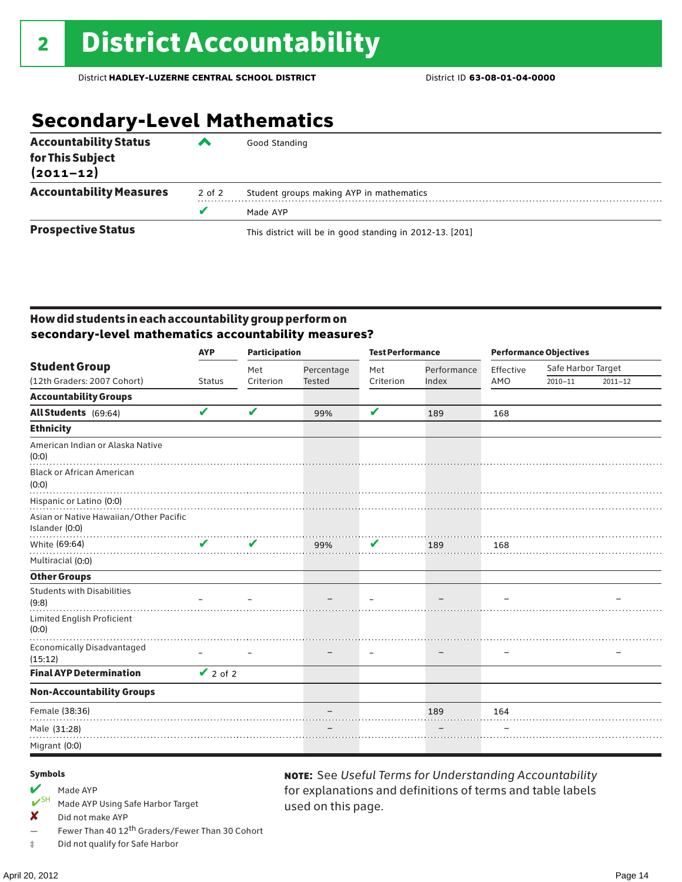# 2 District Accountability

District **HADLEY-LUZERNE CENTRAL SCHOOL DISTRICT** District ID **63-08-01-04-0000**

## Secondary-Level Mathematics

| | | |
|---|---|---|
| **Accountability Status for This Subject (2011–12)** | ^ | Good Standing |
| **Accountability Measures** | 2 of 2 | Student groups making AYP in mathematics |
| | ✔ | Made AYP |
| **Prospective Status** | | This district will be in good standing in 2012-13. [201] |

### How did students in each accountability group perform on secondary-level mathematics accountability measures?

| Student Group (12th Graders: 2007 Cohort) | AYP Status | Participation: Met Criterion | Participation: Percentage Tested | Test Performance: Met Criterion | Test Performance: Performance Index | Performance Objectives: Effective AMO | Safe Harbor Target 2010–11 | Safe Harbor Target 2011–12 |
|---|---|---|---|---|---|---|---|---|
| **Accountability Groups** | | | | | | | | |
| **All Students** (69:64) | ✔ | ✔ | 99% | ✔ | 189 | 168 | | |
| **Ethnicity** | | | | | | | | |
| American Indian or Alaska Native (0:0) | | | | | | | | |
| Black or African American (0:0) | | | | | | | | |
| Hispanic or Latino (0:0) | | | | | | | | |
| Asian or Native Hawaiian/Other Pacific Islander (0:0) | | | | | | | | |
| White (69:64) | ✔ | ✔ | 99% | ✔ | 189 | 168 | | |
| Multiracial (0:0) | | | | | | | | |
| **Other Groups** | | | | | | | | |
| Students with Disabilities (9:8) | – | – | – | – | – | – | | – |
| Limited English Proficient (0:0) | | | | | | | | |
| Economically Disadvantaged (15:12) | – | – | – | – | – | – | | – |
| **Final AYP Determination** | ✔ 2 of 2 | | | | | | | |
| **Non-Accountability Groups** | | | | | | | | |
| Female (38:36) | | | – | | 189 | 164 | | |
| Male (31:28) | | | – | | – | – | | |
| Migrant (0:0) | | | | | | | | |

**Symbols**

- ✔ Made AYP
- ✔SH Made AYP Using Safe Harbor Target
- ✘ Did not make AYP
- — Fewer Than 40 12th Graders/Fewer Than 30 Cohort
- ‡ Did not qualify for Safe Harbor

**NOTE:** See *Useful Terms for Understanding Accountability* for explanations and definitions of terms and table labels used on this page.

April 20, 2012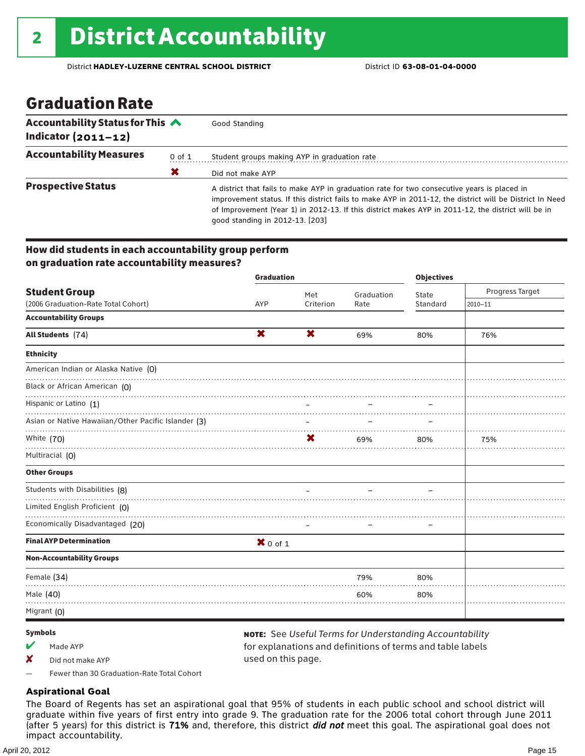# 2 District Accountability

District **HADLEY-LUZERNE CENTRAL SCHOOL DISTRICT** District ID **63-08-01-04-0000**

## Graduation Rate

| | | |
|---|---|---|
| **Accountability Status for This Indicator (2011–12)** | | Good Standing |
| **Accountability Measures** | 0 of 1 | Student groups making AYP in graduation rate |
| | ✖ | Did not make AYP |
| **Prospective Status** | | A district that fails to make AYP in graduation rate for two consecutive years is placed in improvement status. If this district fails to make AYP in 2011-12, the district will be District In Need of Improvement (Year 1) in 2012-13. If this district makes AYP in 2011-12, the district will be in good standing in 2012-13. [203] |

### How did students in each accountability group perform on graduation rate accountability measures?

| Student Group (2006 Graduation-Rate Total Cohort) | Graduation | | | Objectives | |
|---|---|---|---|---|---|
| | AYP | Met Criterion | Graduation Rate | State Standard | Progress Target 2010–11 |
| **Accountability Groups** | | | | | |
| **All Students** (74) | ✖ | ✖ | 69% | 80% | 76% |
| **Ethnicity** | | | | | |
| American Indian or Alaska Native (0) | | | | | |
| Black or African American (0) | | | | | |
| Hispanic or Latino (1) | | – | – | – | |
| Asian or Native Hawaiian/Other Pacific Islander (3) | | – | – | – | |
| White (70) | | ✖ | 69% | 80% | 75% |
| Multiracial (0) | | | | | |
| **Other Groups** | | | | | |
| Students with Disabilities (8) | | – | – | – | |
| Limited English Proficient (0) | | | | | |
| Economically Disadvantaged (20) | | – | – | – | |
| **Final AYP Determination** | ✖ 0 of 1 | | | | |
| **Non-Accountability Groups** | | | | | |
| Female (34) | | | 79% | 80% | |
| Male (40) | | | 60% | 80% | |
| Migrant (0) | | | | | |

**Symbols**

- ✔ Made AYP
- ✘ Did not make AYP
- — Fewer than 30 Graduation-Rate Total Cohort

**NOTE:** See *Useful Terms for Understanding Accountability* for explanations and definitions of terms and table labels used on this page.

### Aspirational Goal

The Board of Regents has set an aspirational goal that 95% of students in each public school and school district will graduate within five years of first entry into grade 9. The graduation rate for the 2006 total cohort through June 2011 (after 5 years) for this district is **71%** and, therefore, this district ***did not*** meet this goal. The aspirational goal does not impact accountability.

April 20, 2012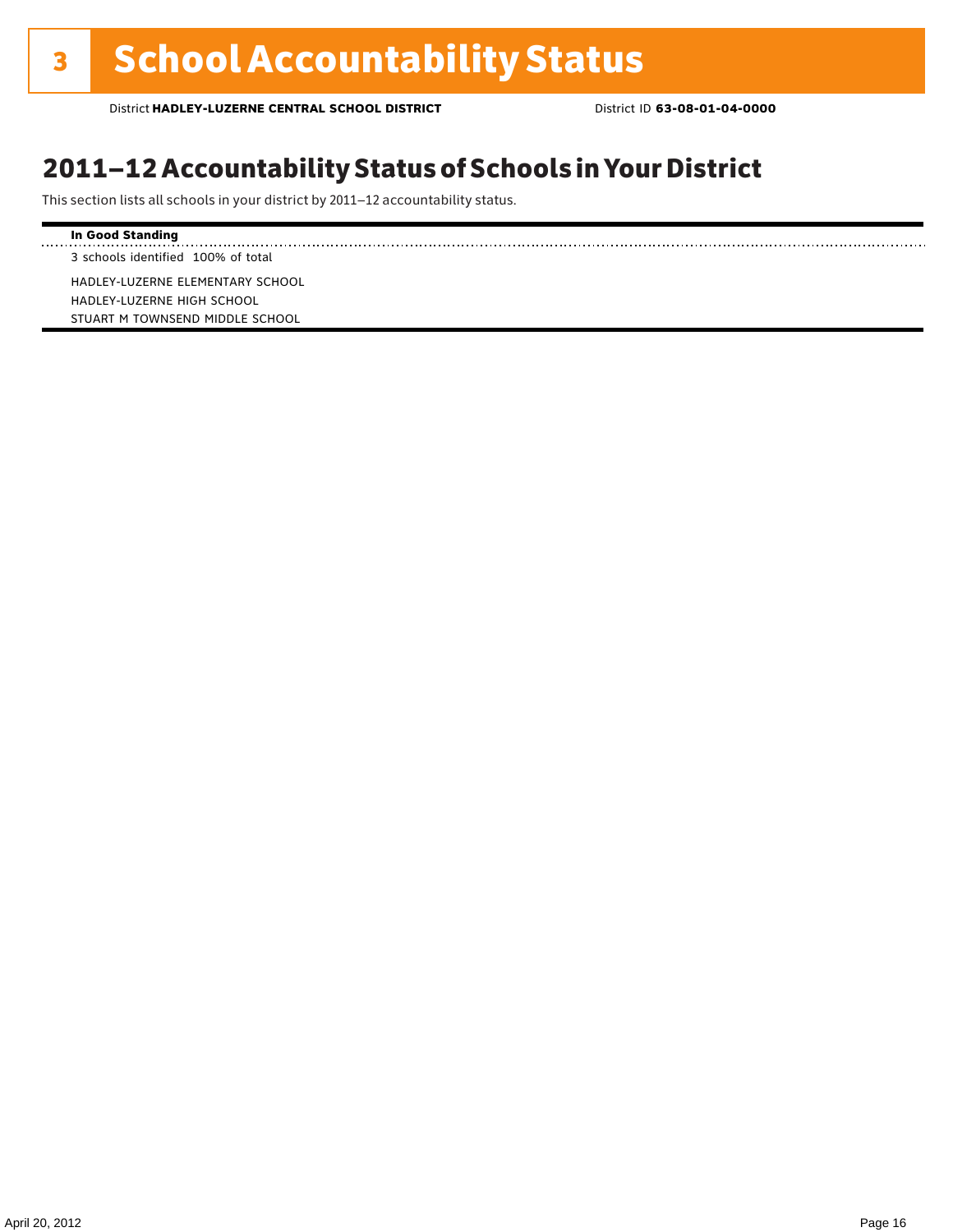# 3 School Accountability Status

District **HADLEY-LUZERNE CENTRAL SCHOOL DISTRICT** District ID **63-08-01-04-0000**

## 2011–12 Accountability Status of Schools in Your District

This section lists all schools in your district by 2011–12 accountability status.

**In Good Standing**

3 schools identified 100% of total

HADLEY-LUZERNE ELEMENTARY SCHOOL
HADLEY-LUZERNE HIGH SCHOOL
STUART M TOWNSEND MIDDLE SCHOOL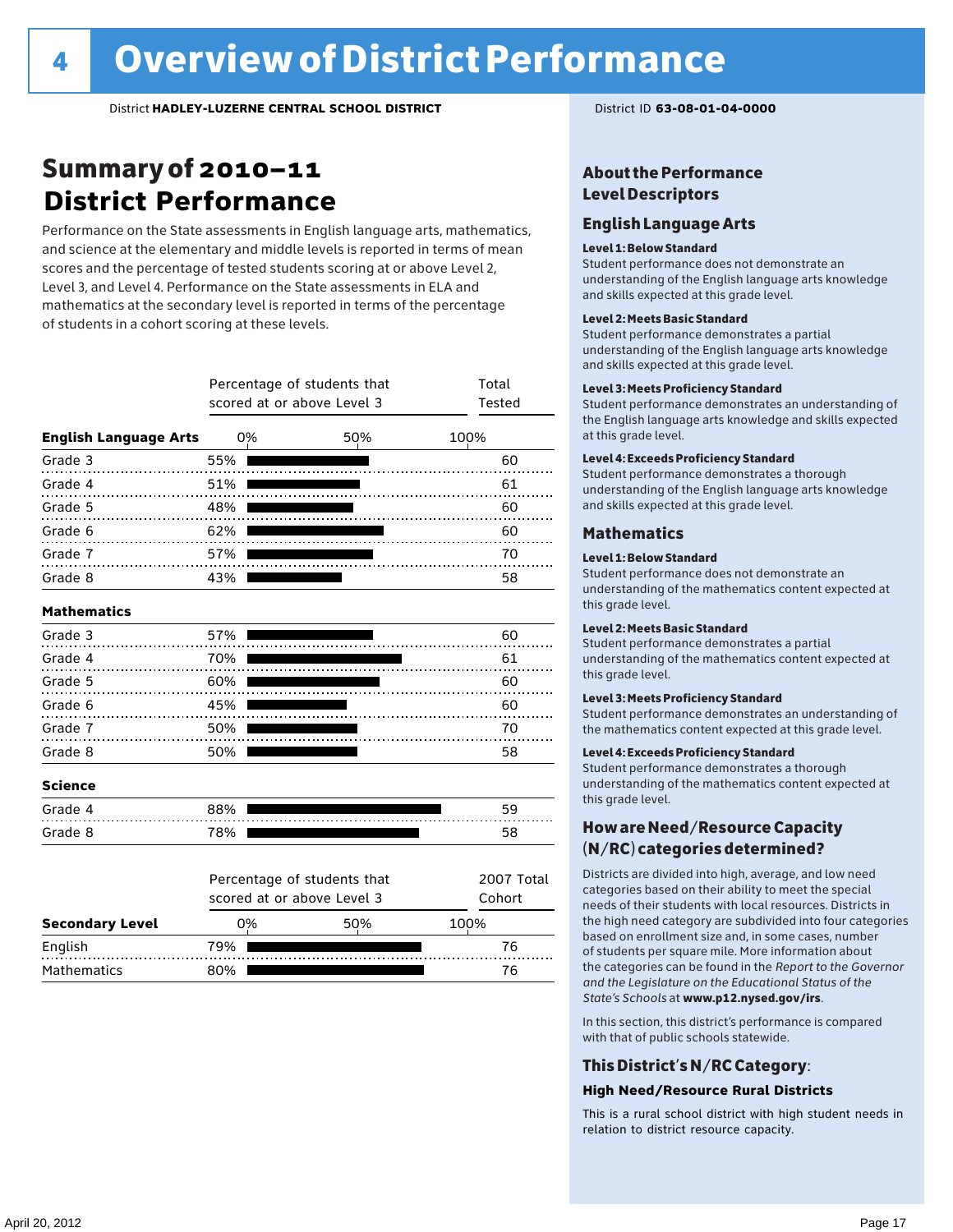# 4 Overview of District Performance

District **HADLEY-LUZERNE CENTRAL SCHOOL DISTRICT**

District ID **63-08-01-04-0000**

## Summary of 2010–11 District Performance

Performance on the State assessments in English language arts, mathematics, and science at the elementary and middle levels is reported in terms of mean scores and the percentage of tested students scoring at or above Level 2, Level 3, and Level 4. Performance on the State assessments in ELA and mathematics at the secondary level is reported in terms of the percentage of students in a cohort scoring at these levels.

Percentage of students that scored at or above Level 3

Total Tested

0% 50% 100%

**English Language Arts**

Grade 3 55% 60

Grade 4 51% 61

Grade 5 48% 60

Grade 6 62% 60

Grade 7 57% 70

Grade 8 43% 58

**Mathematics**

Grade 3 57% 60

Grade 4 70% 61

Grade 5 60% 60

Grade 6 45% 60

Grade 7 50% 70

Grade 8 50% 58

**Science**

Grade 4 88% 59

Grade 8 78% 58

Percentage of students that scored at or above Level 3

2007 Total Cohort

0% 50% 100%

**Secondary Level**

English 79% 76

Mathematics 80% 76

### About the Performance Level Descriptors

#### English Language Arts

**Level 1: Below Standard**
Student performance does not demonstrate an understanding of the English language arts knowledge and skills expected at this grade level.

**Level 2: Meets Basic Standard**
Student performance demonstrates a partial understanding of the English language arts knowledge and skills expected at this grade level.

**Level 3: Meets Proficiency Standard**
Student performance demonstrates an understanding of the English language arts knowledge and skills expected at this grade level.

**Level 4: Exceeds Proficiency Standard**
Student performance demonstrates a thorough understanding of the English language arts knowledge and skills expected at this grade level.

#### Mathematics

**Level 1: Below Standard**
Student performance does not demonstrate an understanding of the mathematics content expected at this grade level.

**Level 2: Meets Basic Standard**
Student performance demonstrates a partial understanding of the mathematics content expected at this grade level.

**Level 3: Meets Proficiency Standard**
Student performance demonstrates an understanding of the mathematics content expected at this grade level.

**Level 4: Exceeds Proficiency Standard**
Student performance demonstrates a thorough understanding of the mathematics content expected at this grade level.

### How are Need/Resource Capacity (N/RC) categories determined?

Districts are divided into high, average, and low need categories based on their ability to meet the special needs of their students with local resources. Districts in the high need category are subdivided into four categories based on enrollment size and, in some cases, number of students per square mile. More information about the categories can be found in the *Report to the Governor and the Legislature on the Educational Status of the State's Schools* at **www.p12.nysed.gov/irs**.

In this section, this district's performance is compared with that of public schools statewide.

### This District's N/RC Category:

**High Need/Resource Rural Districts**

This is a rural school district with high student needs in relation to district resource capacity.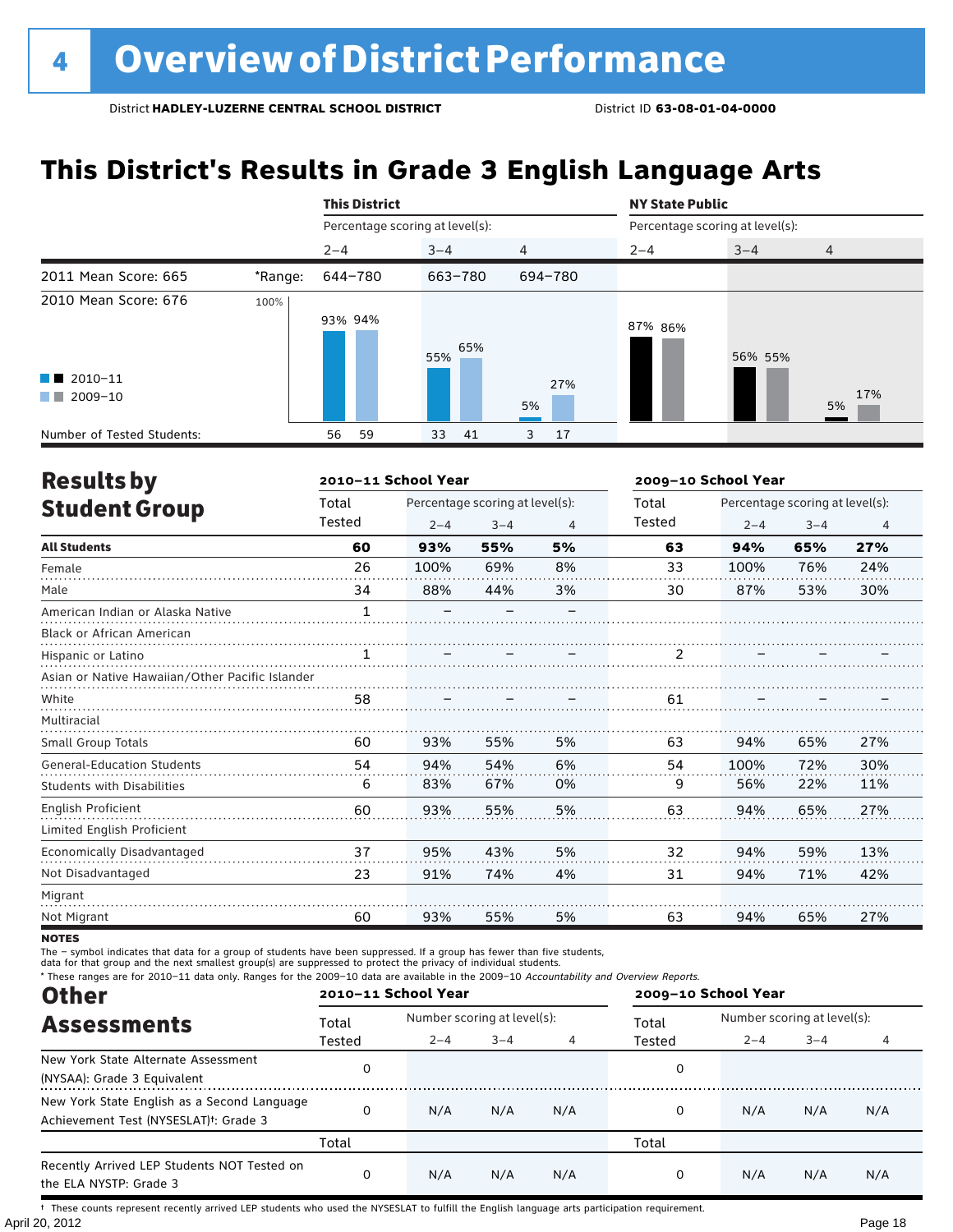# 4 Overview of District Performance

District **HADLEY-LUZERNE CENTRAL SCHOOL DISTRICT** District ID **63-08-01-04-0000**

## This District's Results in Grade 3 English Language Arts

**This District** — Percentage scoring at level(s):

**NY State Public** — Percentage scoring at level(s):

| | | 2–4 | 3–4 | 4 |
|---|---|---|---|---|
| 2011 Mean Score: 665 | *Range: | 644–780 | 663–780 | 694–780 |

2010 Mean Score: 676

100%

2010–11
2009–10

This District:
2–4: 93% 94%
3–4: 55% 65%
4: 5% 27%

NY State Public:
2–4: 87% 86%
3–4: 56% 55%
4: 5% 17%

Number of Tested Students: 56 59 | 33 41 | 3 17

## Results by Student Group

| | 2010–11 School Year | | | | 2009–10 School Year | | | |
|---|---|---|---|---|---|---|---|---|
| | Total Tested | Percentage scoring at level(s): 2–4 | 3–4 | 4 | Total Tested | Percentage scoring at level(s): 2–4 | 3–4 | 4 |
| **All Students** | **60** | **93%** | **55%** | **5%** | **63** | **94%** | **65%** | **27%** |
| Female | 26 | 100% | 69% | 8% | 33 | 100% | 76% | 24% |
| Male | 34 | 88% | 44% | 3% | 30 | 87% | 53% | 30% |
| American Indian or Alaska Native | 1 | – | – | – | | | | |
| Black or African American | | | | | | | | |
| Hispanic or Latino | 1 | – | – | – | 2 | – | – | – |
| Asian or Native Hawaiian/Other Pacific Islander | | | | | | | | |
| White | 58 | – | – | – | 61 | – | – | – |
| Multiracial | | | | | | | | |
| Small Group Totals | 60 | 93% | 55% | 5% | 63 | 94% | 65% | 27% |
| General-Education Students | 54 | 94% | 54% | 6% | 54 | 100% | 72% | 30% |
| Students with Disabilities | 6 | 83% | 67% | 0% | 9 | 56% | 22% | 11% |
| English Proficient | 60 | 93% | 55% | 5% | 63 | 94% | 65% | 27% |
| Limited English Proficient | | | | | | | | |
| Economically Disadvantaged | 37 | 95% | 43% | 5% | 32 | 94% | 59% | 13% |
| Not Disadvantaged | 23 | 91% | 74% | 4% | 31 | 94% | 71% | 42% |
| Migrant | | | | | | | | |
| Not Migrant | 60 | 93% | 55% | 5% | 63 | 94% | 65% | 27% |

**NOTES**

The – symbol indicates that data for a group of students have been suppressed. If a group has fewer than five students, data for that group and the next smallest group(s) are suppressed to protect the privacy of individual students.

\* These ranges are for 2010–11 data only. Ranges for the 2009–10 data are available in the 2009–10 *Accountability and Overview Reports.*

## Other Assessments

| | 2010–11 School Year | | | | 2009–10 School Year | | | |
|---|---|---|---|---|---|---|---|---|
| | Total Tested | Number scoring at level(s): 2–4 | 3–4 | 4 | Total Tested | Number scoring at level(s): 2–4 | 3–4 | 4 |
| New York State Alternate Assessment (NYSAA): Grade 3 Equivalent | 0 | | | | 0 | | | |
| New York State English as a Second Language Achievement Test (NYSESLAT)†: Grade 3 | 0 | N/A | N/A | N/A | 0 | N/A | N/A | N/A |
| | Total | | | | Total | | | |
| Recently Arrived LEP Students NOT Tested on the ELA NYSTP: Grade 3 | 0 | N/A | N/A | N/A | 0 | N/A | N/A | N/A |

† These counts represent recently arrived LEP students who used the NYSESLAT to fulfill the English language arts participation requirement.

April 20, 2012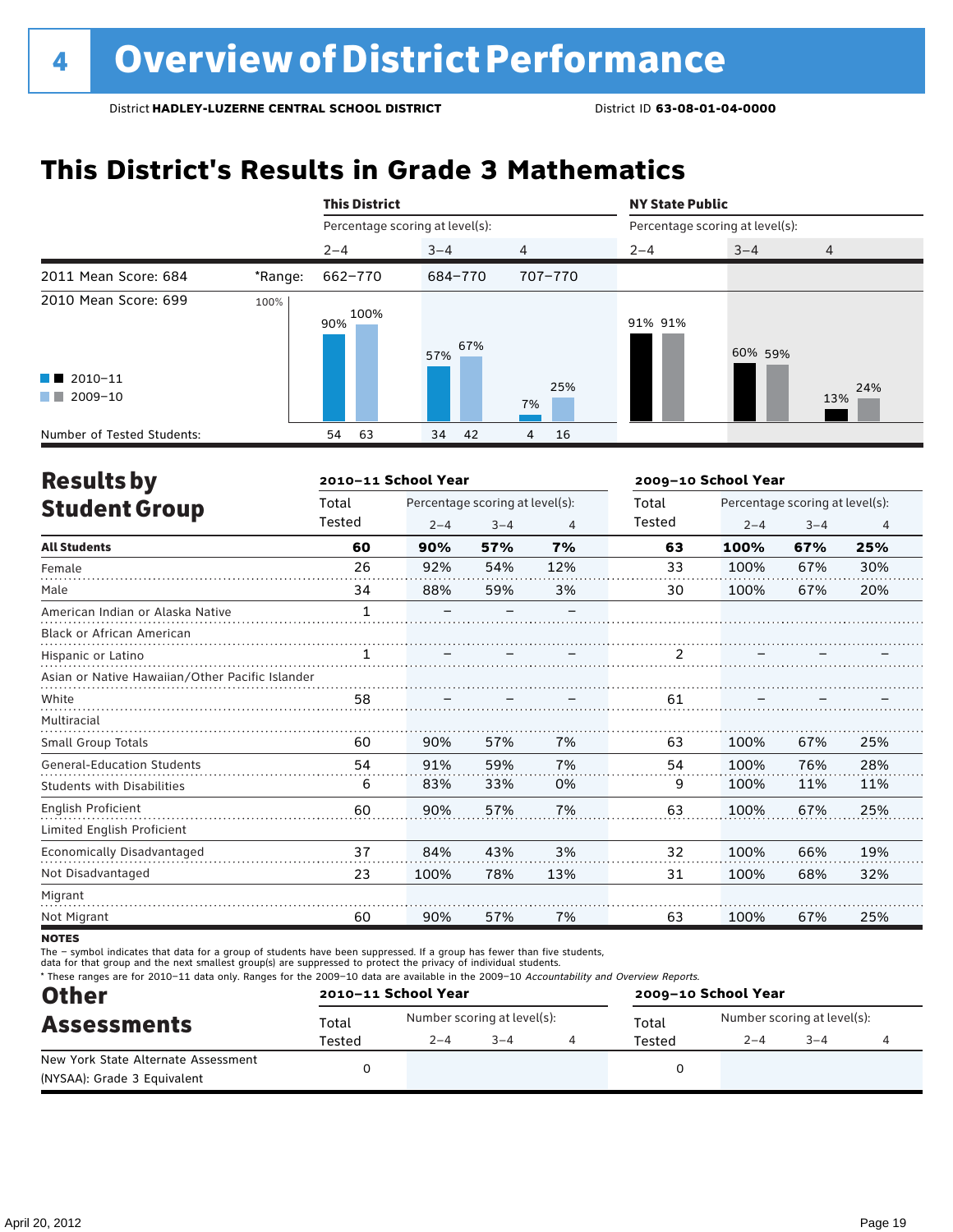# 4 Overview of District Performance

District **HADLEY-LUZERNE CENTRAL SCHOOL DISTRICT** District ID **63-08-01-04-0000**

## This District's Results in Grade 3 Mathematics

| | | This District | | | NY State Public | | |
|---|---|---|---|---|---|---|---|
| | | Percentage scoring at level(s): | | | Percentage scoring at level(s): | | |
| | | 2–4 | 3–4 | 4 | 2–4 | 3–4 | 4 |
| 2011 Mean Score: 684 | *Range: | 662–770 | 684–770 | 707–770 | | | |

2010 Mean Score: 699

100%

2010–11
2009–10

This District: 2–4: 90% 100%; 3–4: 57% 67%; 4: 7% 25%

NY State Public: 2–4: 91% 91%; 3–4: 60% 59%; 4: 13% 24%

Number of Tested Students: 54 63 34 42 4 16

## Results by Student Group

| | 2010–11 School Year | | | | 2009–10 School Year | | | |
|---|---|---|---|---|---|---|---|---|
| | Total Tested | Percentage scoring at level(s): 2–4 | 3–4 | 4 | Total Tested | Percentage scoring at level(s): 2–4 | 3–4 | 4 |
| **All Students** | **60** | **90%** | **57%** | **7%** | **63** | **100%** | **67%** | **25%** |
| Female | 26 | 92% | 54% | 12% | 33 | 100% | 67% | 30% |
| Male | 34 | 88% | 59% | 3% | 30 | 100% | 67% | 20% |
| American Indian or Alaska Native | 1 | – | – | – | | | | |
| Black or African American | | | | | | | | |
| Hispanic or Latino | 1 | – | – | – | 2 | – | – | – |
| Asian or Native Hawaiian/Other Pacific Islander | | | | | | | | |
| White | 58 | – | – | – | 61 | – | – | – |
| Multiracial | | | | | | | | |
| Small Group Totals | 60 | 90% | 57% | 7% | 63 | 100% | 67% | 25% |
| General-Education Students | 54 | 91% | 59% | 7% | 54 | 100% | 76% | 28% |
| Students with Disabilities | 6 | 83% | 33% | 0% | 9 | 100% | 11% | 11% |
| English Proficient | 60 | 90% | 57% | 7% | 63 | 100% | 67% | 25% |
| Limited English Proficient | | | | | | | | |
| Economically Disadvantaged | 37 | 84% | 43% | 3% | 32 | 100% | 66% | 19% |
| Not Disadvantaged | 23 | 100% | 78% | 13% | 31 | 100% | 68% | 32% |
| Migrant | | | | | | | | |
| Not Migrant | 60 | 90% | 57% | 7% | 63 | 100% | 67% | 25% |

**NOTES**

The – symbol indicates that data for a group of students have been suppressed. If a group has fewer than five students, data for that group and the next smallest group(s) are suppressed to protect the privacy of individual students.

* These ranges are for 2010–11 data only. Ranges for the 2009–10 data are available in the 2009–10 *Accountability and Overview Reports*.

## Other Assessments

| | 2010–11 School Year | | | | 2009–10 School Year | | | |
|---|---|---|---|---|---|---|---|---|
| | Total Tested | Number scoring at level(s): 2–4 | 3–4 | 4 | Total Tested | Number scoring at level(s): 2–4 | 3–4 | 4 |
| New York State Alternate Assessment (NYSAA): Grade 3 Equivalent | 0 | | | | 0 | | | |

April 20, 2012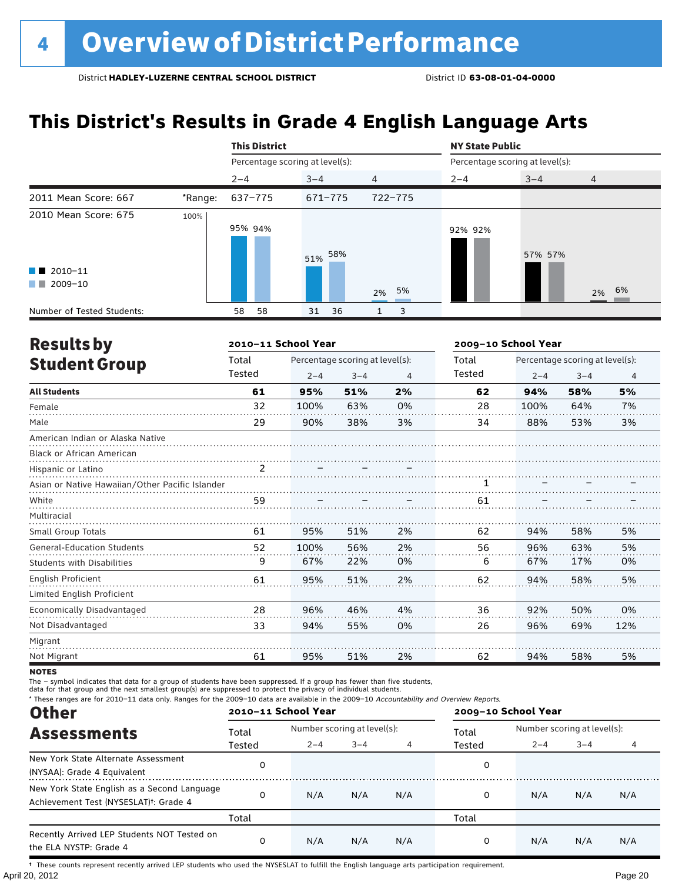# 4 Overview of District Performance

District **HADLEY-LUZERNE CENTRAL SCHOOL DISTRICT** District ID **63-08-01-04-0000**

## This District's Results in Grade 4 English Language Arts

| | | This District | | | NY State Public | | |
|---|---|---|---|---|---|---|---|
| | | Percentage scoring at level(s): | | | Percentage scoring at level(s): | | |
| | | 2–4 | 3–4 | 4 | 2–4 | 3–4 | 4 |
| 2011 Mean Score: 667 | *Range: | 637–775 | 671–775 | 722–775 | | | |
| 2010 Mean Score: 675 | | | | | | | |

100%

2010–11
2009–10

95% 94%
51% 58%
2% 5%
92% 92%
57% 57%
2% 6%

Number of Tested Students: 58 58 31 36 1 3

## Results by Student Group

| | 2010–11 School Year | | | | 2009–10 School Year | | | |
|---|---|---|---|---|---|---|---|---|
| | Total Tested | Percentage scoring at level(s): | | | Total Tested | Percentage scoring at level(s): | | |
| | | 2–4 | 3–4 | 4 | | 2–4 | 3–4 | 4 |
| **All Students** | **61** | **95%** | **51%** | **2%** | **62** | **94%** | **58%** | **5%** |
| Female | 32 | 100% | 63% | 0% | 28 | 100% | 64% | 7% |
| Male | 29 | 90% | 38% | 3% | 34 | 88% | 53% | 3% |
| American Indian or Alaska Native | | | | | | | | |
| Black or African American | | | | | | | | |
| Hispanic or Latino | 2 | – | – | – | | | | |
| Asian or Native Hawaiian/Other Pacific Islander | | | | | 1 | – | – | – |
| White | 59 | – | – | – | 61 | – | – | – |
| Multiracial | | | | | | | | |
| Small Group Totals | 61 | 95% | 51% | 2% | 62 | 94% | 58% | 5% |
| General-Education Students | 52 | 100% | 56% | 2% | 56 | 96% | 63% | 5% |
| Students with Disabilities | 9 | 67% | 22% | 0% | 6 | 67% | 17% | 0% |
| English Proficient | 61 | 95% | 51% | 2% | 62 | 94% | 58% | 5% |
| Limited English Proficient | | | | | | | | |
| Economically Disadvantaged | 28 | 96% | 46% | 4% | 36 | 92% | 50% | 0% |
| Not Disadvantaged | 33 | 94% | 55% | 0% | 26 | 96% | 69% | 12% |
| Migrant | | | | | | | | |
| Not Migrant | 61 | 95% | 51% | 2% | 62 | 94% | 58% | 5% |

**NOTES**

The – symbol indicates that data for a group of students have been suppressed. If a group has fewer than five students, data for that group and the next smallest group(s) are suppressed to protect the privacy of individual students.

\* These ranges are for 2010–11 data only. Ranges for the 2009–10 data are available in the 2009–10 *Accountability and Overview Reports*.

## Other Assessments

| | 2010–11 School Year | | | | 2009–10 School Year | | | |
|---|---|---|---|---|---|---|---|---|
| | Total Tested | Number scoring at level(s): | | | Total Tested | Number scoring at level(s): | | |
| | | 2–4 | 3–4 | 4 | | 2–4 | 3–4 | 4 |
| New York State Alternate Assessment (NYSAA): Grade 4 Equivalent | 0 | | | | 0 | | | |
| New York State English as a Second Language Achievement Test (NYSESLAT)†: Grade 4 | 0 | N/A | N/A | N/A | 0 | N/A | N/A | N/A |
| | Total | | | | Total | | | |
| Recently Arrived LEP Students NOT Tested on the ELA NYSTP: Grade 4 | 0 | N/A | N/A | N/A | 0 | N/A | N/A | N/A |

† These counts represent recently arrived LEP students who used the NYSESLAT to fulfill the English language arts participation requirement.

April 20, 2012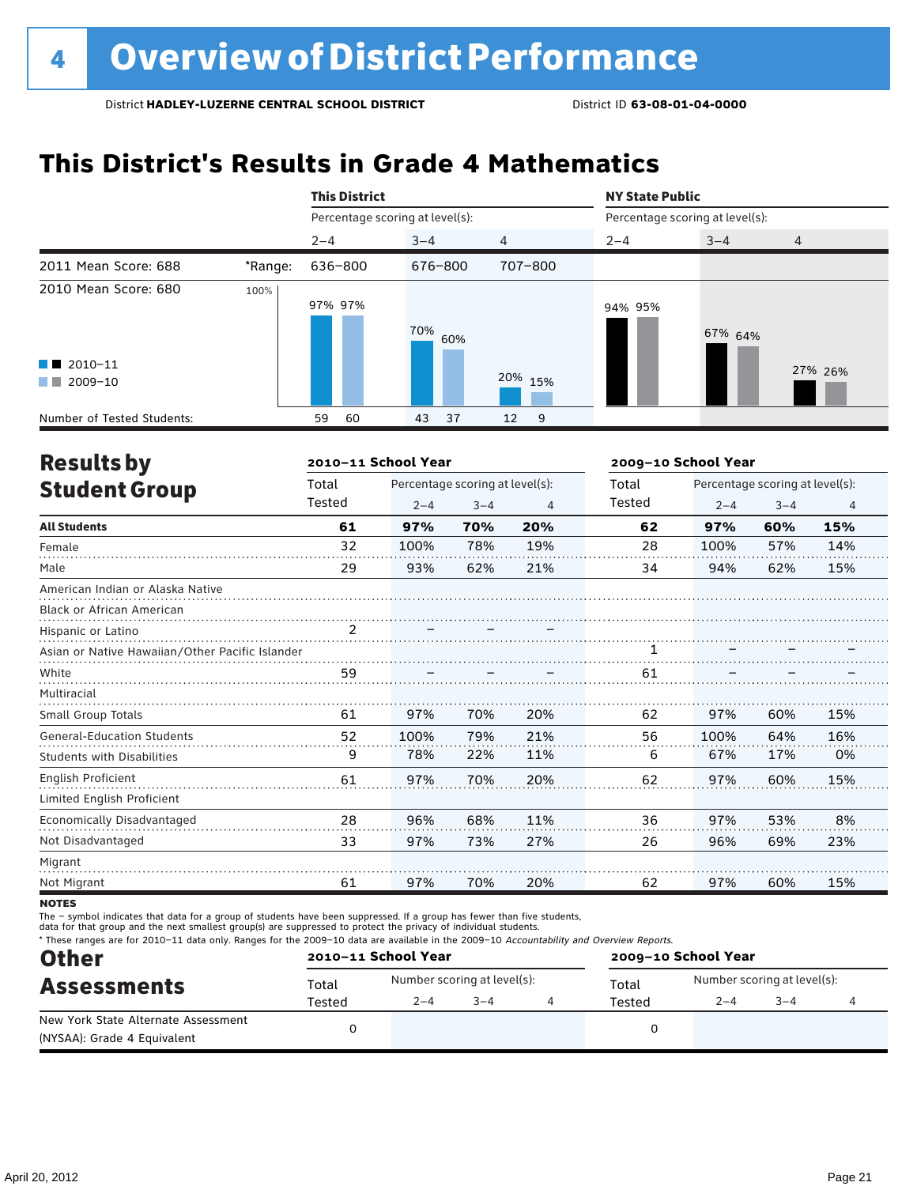# 4 Overview of District Performance

District **HADLEY-LUZERNE CENTRAL SCHOOL DISTRICT** District ID **63-08-01-04-0000**

## This District's Results in Grade 4 Mathematics

**This District** — Percentage scoring at level(s):

**NY State Public** — Percentage scoring at level(s):

| | | 2–4 | 3–4 | 4 |
|---|---|---|---|---|
| 2011 Mean Score: 688 | *Range: | 636–800 | 676–800 | 707–800 |
| 2010 Mean Score: 680 | | | | |

100%

2010–11
2009–10

This District: 2–4: 97% 97%; 3–4: 70% 60%; 4: 20% 15%

NY State Public: 2–4: 94% 95%; 3–4: 67% 64%; 4: 27% 26%

Number of Tested Students: 59 60 43 37 12 9

## Results by Student Group

| | 2010–11 School Year | | | | 2009–10 School Year | | | |
|---|---|---|---|---|---|---|---|---|
| | Total Tested | Percentage scoring at level(s): 2–4 | 3–4 | 4 | Total Tested | Percentage scoring at level(s): 2–4 | 3–4 | 4 |
| **All Students** | **61** | **97%** | **70%** | **20%** | **62** | **97%** | **60%** | **15%** |
| Female | 32 | 100% | 78% | 19% | 28 | 100% | 57% | 14% |
| Male | 29 | 93% | 62% | 21% | 34 | 94% | 62% | 15% |
| American Indian or Alaska Native | | | | | | | | |
| Black or African American | | | | | | | | |
| Hispanic or Latino | 2 | – | – | – | | | | |
| Asian or Native Hawaiian/Other Pacific Islander | | | | | 1 | – | – | – |
| White | 59 | – | – | – | 61 | – | – | – |
| Multiracial | | | | | | | | |
| Small Group Totals | 61 | 97% | 70% | 20% | 62 | 97% | 60% | 15% |
| General-Education Students | 52 | 100% | 79% | 21% | 56 | 100% | 64% | 16% |
| Students with Disabilities | 9 | 78% | 22% | 11% | 6 | 67% | 17% | 0% |
| English Proficient | 61 | 97% | 70% | 20% | 62 | 97% | 60% | 15% |
| Limited English Proficient | | | | | | | | |
| Economically Disadvantaged | 28 | 96% | 68% | 11% | 36 | 97% | 53% | 8% |
| Not Disadvantaged | 33 | 97% | 73% | 27% | 26 | 96% | 69% | 23% |
| Migrant | | | | | | | | |
| Not Migrant | 61 | 97% | 70% | 20% | 62 | 97% | 60% | 15% |

**NOTES**

The – symbol indicates that data for a group of students have been suppressed. If a group has fewer than five students, data for that group and the next smallest group(s) are suppressed to protect the privacy of individual students.

* These ranges are for 2010–11 data only. Ranges for the 2009–10 data are available in the 2009–10 *Accountability and Overview Reports.*

## Other Assessments

| | 2010–11 School Year | | | | 2009–10 School Year | | | |
|---|---|---|---|---|---|---|---|---|
| | Total Tested | Number scoring at level(s): 2–4 | 3–4 | 4 | Total Tested | Number scoring at level(s): 2–4 | 3–4 | 4 |
| New York State Alternate Assessment (NYSAA): Grade 4 Equivalent | 0 | | | | 0 | | | |

April 20, 2012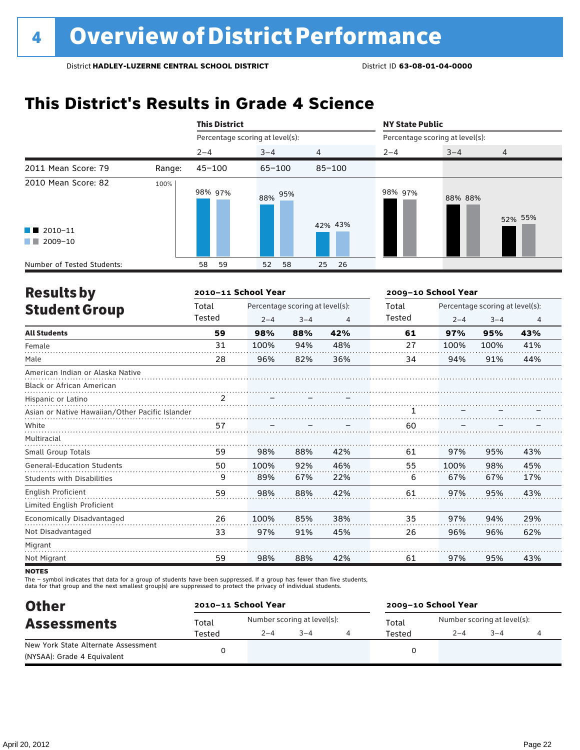# 4 Overview of District Performance

District **HADLEY-LUZERNE CENTRAL SCHOOL DISTRICT** District ID **63-08-01-04-0000**

## This District's Results in Grade 4 Science

| | | This District | | | NY State Public | | |
|---|---|---|---|---|---|---|---|
| | | Percentage scoring at level(s): | | | Percentage scoring at level(s): | | |
| | | 2–4 | 3–4 | 4 | 2–4 | 3–4 | 4 |
| 2011 Mean Score: 79 | Range: | 45–100 | 65–100 | 85–100 | | | |
| 2010 Mean Score: 82 | | | | | | | |

100%

98% 97%
88% 95%
42% 43%
98% 97%
88% 88%
52% 55%

2010–11
2009–10

Number of Tested Students: 58 59 | 52 58 | 25 26

## Results by Student Group

| | 2010–11 School Year | | | | 2009–10 School Year | | | |
|---|---|---|---|---|---|---|---|---|
| | Total Tested | Percentage scoring at level(s): 2–4 | 3–4 | 4 | Total Tested | Percentage scoring at level(s): 2–4 | 3–4 | 4 |
| **All Students** | **59** | **98%** | **88%** | **42%** | **61** | **97%** | **95%** | **43%** |
| Female | 31 | 100% | 94% | 48% | 27 | 100% | 100% | 41% |
| Male | 28 | 96% | 82% | 36% | 34 | 94% | 91% | 44% |
| American Indian or Alaska Native | | | | | | | | |
| Black or African American | | | | | | | | |
| Hispanic or Latino | 2 | – | – | – | | | | |
| Asian or Native Hawaiian/Other Pacific Islander | | | | | 1 | – | – | – |
| White | 57 | – | – | – | 60 | – | – | – |
| Multiracial | | | | | | | | |
| Small Group Totals | 59 | 98% | 88% | 42% | 61 | 97% | 95% | 43% |
| General-Education Students | 50 | 100% | 92% | 46% | 55 | 100% | 98% | 45% |
| Students with Disabilities | 9 | 89% | 67% | 22% | 6 | 67% | 67% | 17% |
| English Proficient | 59 | 98% | 88% | 42% | 61 | 97% | 95% | 43% |
| Limited English Proficient | | | | | | | | |
| Economically Disadvantaged | 26 | 100% | 85% | 38% | 35 | 97% | 94% | 29% |
| Not Disadvantaged | 33 | 97% | 91% | 45% | 26 | 96% | 96% | 62% |
| Migrant | | | | | | | | |
| Not Migrant | 59 | 98% | 88% | 42% | 61 | 97% | 95% | 43% |

**NOTES**

The – symbol indicates that data for a group of students have been suppressed. If a group has fewer than five students, data for that group and the next smallest group(s) are suppressed to protect the privacy of individual students.

## Other Assessments

| | 2010–11 School Year | | | | 2009–10 School Year | | | |
|---|---|---|---|---|---|---|---|---|
| | Total Tested | Number scoring at level(s): 2–4 | 3–4 | 4 | Total Tested | Number scoring at level(s): 2–4 | 3–4 | 4 |
| New York State Alternate Assessment (NYSAA): Grade 4 Equivalent | 0 | | | | 0 | | | |

April 20, 2012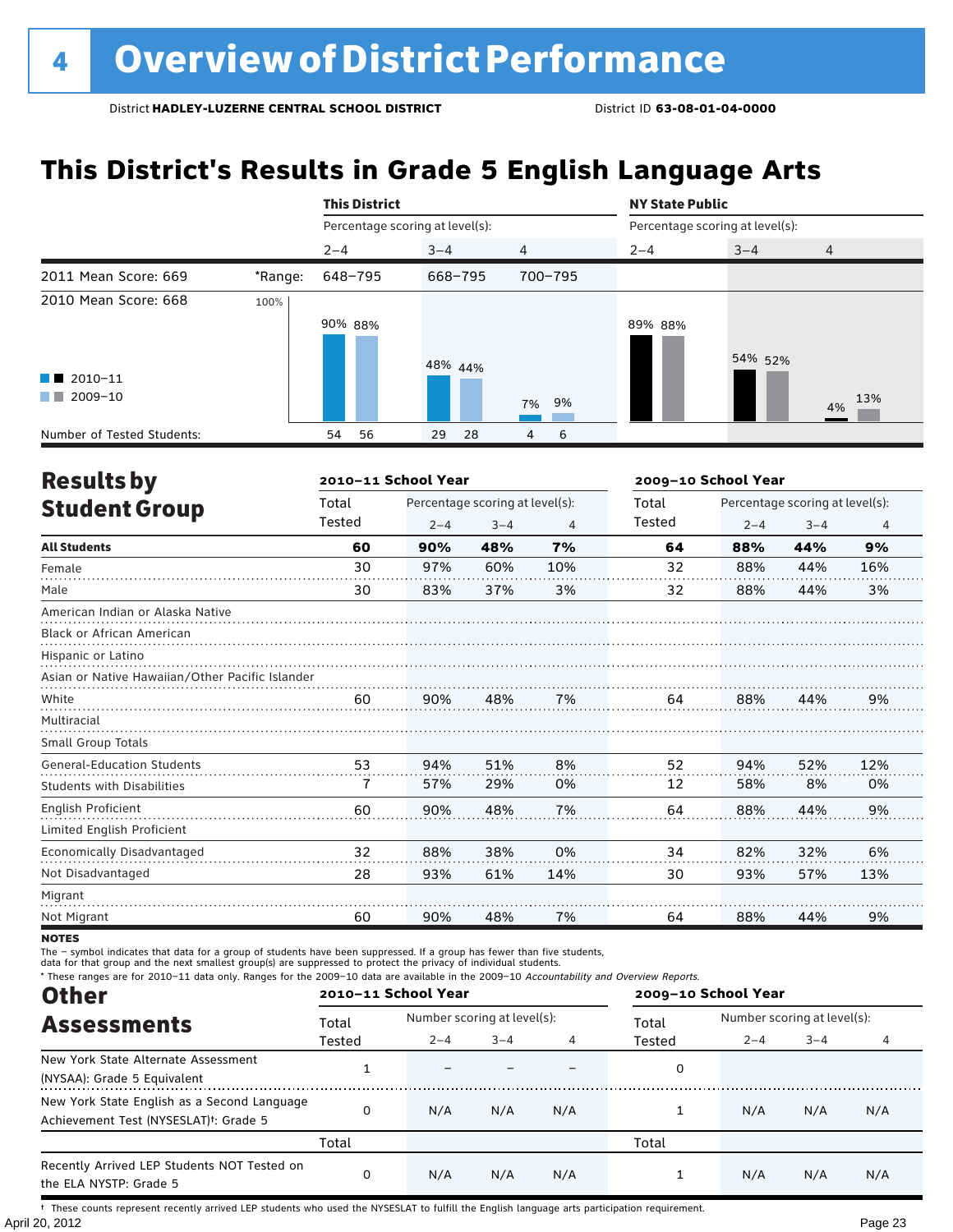# 4 Overview of District Performance

District **HADLEY-LUZERNE CENTRAL SCHOOL DISTRICT** District ID **63-08-01-04-0000**

## This District's Results in Grade 5 English Language Arts

| | | This District | | | NY State Public | | |
|---|---|---|---|---|---|---|---|
| | | Percentage scoring at level(s): | | | Percentage scoring at level(s): | | |
| | | 2–4 | 3–4 | 4 | 2–4 | 3–4 | 4 |
| 2011 Mean Score: 669 | *Range: | 648–795 | 668–795 | 700–795 | | | |
| 2010 Mean Score: 668 | | | | | | | |
| 2010–11 | | 90% | 48% | 7% | 89% | 54% | 4% |
| 2009–10 | | 88% | 44% | 9% | 88% | 52% | 13% |
| Number of Tested Students: 2010–11 | | 54 | 29 | 4 | | | |
| Number of Tested Students: 2009–10 | | 56 | 28 | 6 | | | |

## Results by Student Group

| | 2010–11 School Year | | | | 2009–10 School Year | | | |
|---|---|---|---|---|---|---|---|---|
| | Total Tested | Percentage scoring at level(s): | | | Total Tested | Percentage scoring at level(s): | | |
| | | 2–4 | 3–4 | 4 | | 2–4 | 3–4 | 4 |
| **All Students** | **60** | **90%** | **48%** | **7%** | **64** | **88%** | **44%** | **9%** |
| Female | 30 | 97% | 60% | 10% | 32 | 88% | 44% | 16% |
| Male | 30 | 83% | 37% | 3% | 32 | 88% | 44% | 3% |
| American Indian or Alaska Native | | | | | | | | |
| Black or African American | | | | | | | | |
| Hispanic or Latino | | | | | | | | |
| Asian or Native Hawaiian/Other Pacific Islander | | | | | | | | |
| White | 60 | 90% | 48% | 7% | 64 | 88% | 44% | 9% |
| Multiracial | | | | | | | | |
| Small Group Totals | | | | | | | | |
| General-Education Students | 53 | 94% | 51% | 8% | 52 | 94% | 52% | 12% |
| Students with Disabilities | 7 | 57% | 29% | 0% | 12 | 58% | 8% | 0% |
| English Proficient | 60 | 90% | 48% | 7% | 64 | 88% | 44% | 9% |
| Limited English Proficient | | | | | | | | |
| Economically Disadvantaged | 32 | 88% | 38% | 0% | 34 | 82% | 32% | 6% |
| Not Disadvantaged | 28 | 93% | 61% | 14% | 30 | 93% | 57% | 13% |
| Migrant | | | | | | | | |
| Not Migrant | 60 | 90% | 48% | 7% | 64 | 88% | 44% | 9% |

**NOTES**

The – symbol indicates that data for a group of students have been suppressed. If a group has fewer than five students, data for that group and the next smallest group(s) are suppressed to protect the privacy of individual students.

* These ranges are for 2010–11 data only. Ranges for the 2009–10 data are available in the 2009–10 *Accountability and Overview Reports.*

## Other Assessments

| | 2010–11 School Year | | | | 2009–10 School Year | | | |
|---|---|---|---|---|---|---|---|---|
| | Total Tested | Number scoring at level(s): | | | Total Tested | Number scoring at level(s): | | |
| | | 2–4 | 3–4 | 4 | | 2–4 | 3–4 | 4 |
| New York State Alternate Assessment (NYSAA): Grade 5 Equivalent | 1 | – | – | – | 0 | | | |
| New York State English as a Second Language Achievement Test (NYSESLAT)†: Grade 5 | 0 | N/A | N/A | N/A | 1 | N/A | N/A | N/A |
| | Total | | | | Total | | | |
| Recently Arrived LEP Students NOT Tested on the ELA NYSTP: Grade 5 | 0 | N/A | N/A | N/A | 1 | N/A | N/A | N/A |

† These counts represent recently arrived LEP students who used the NYSESLAT to fulfill the English language arts participation requirement.

April 20, 2012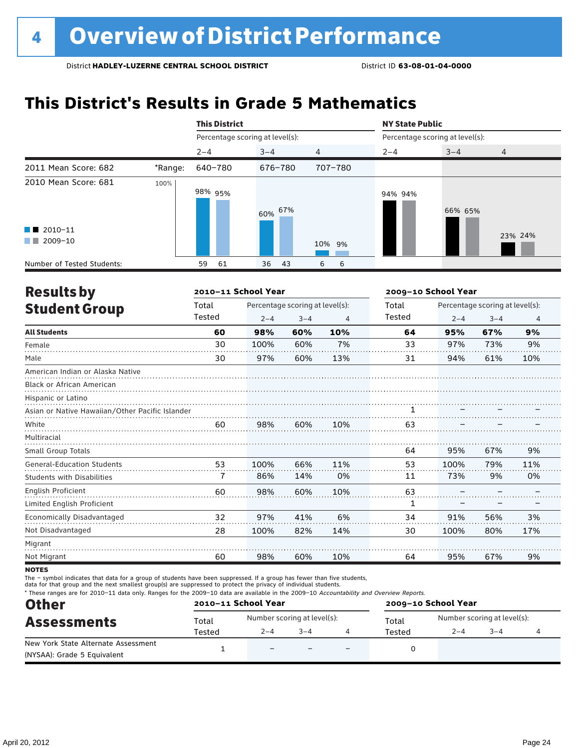# 4 Overview of District Performance

District **HADLEY-LUZERNE CENTRAL SCHOOL DISTRICT** District ID **63-08-01-04-0000**

## This District's Results in Grade 5 Mathematics

| | | This District | | | NY State Public | | |
|---|---|---|---|---|---|---|---|
| | | Percentage scoring at level(s): | | | Percentage scoring at level(s): | | |
| | | 2–4 | 3–4 | 4 | 2–4 | 3–4 | 4 |
| 2011 Mean Score: 682 | *Range: | 640–780 | 676–780 | 707–780 | | | |

2010 Mean Score: 681

100%

98% 95%

60% 67%

10% 9%

94% 94%

66% 65%

23% 24%

2010–11

2009–10

Number of Tested Students: 59 61 36 43 6 6

## Results by Student Group

| | 2010–11 School Year | | | | 2009–10 School Year | | | |
|---|---|---|---|---|---|---|---|---|
| | Total Tested | Percentage scoring at level(s): 2–4 | 3–4 | 4 | Total Tested | Percentage scoring at level(s): 2–4 | 3–4 | 4 |
| **All Students** | **60** | **98%** | **60%** | **10%** | **64** | **95%** | **67%** | **9%** |
| Female | 30 | 100% | 60% | 7% | 33 | 97% | 73% | 9% |
| Male | 30 | 97% | 60% | 13% | 31 | 94% | 61% | 10% |
| American Indian or Alaska Native | | | | | | | | |
| Black or African American | | | | | | | | |
| Hispanic or Latino | | | | | | | | |
| Asian or Native Hawaiian/Other Pacific Islander | | | | | 1 | – | – | – |
| White | 60 | 98% | 60% | 10% | 63 | – | – | – |
| Multiracial | | | | | | | | |
| Small Group Totals | | | | | 64 | 95% | 67% | 9% |
| General-Education Students | 53 | 100% | 66% | 11% | 53 | 100% | 79% | 11% |
| Students with Disabilities | 7 | 86% | 14% | 0% | 11 | 73% | 9% | 0% |
| English Proficient | 60 | 98% | 60% | 10% | 63 | – | – | – |
| Limited English Proficient | | | | | 1 | – | – | – |
| Economically Disadvantaged | 32 | 97% | 41% | 6% | 34 | 91% | 56% | 3% |
| Not Disadvantaged | 28 | 100% | 82% | 14% | 30 | 100% | 80% | 17% |
| Migrant | | | | | | | | |
| Not Migrant | 60 | 98% | 60% | 10% | 64 | 95% | 67% | 9% |

**NOTES**

The – symbol indicates that data for a group of students have been suppressed. If a group has fewer than five students, data for that group and the next smallest group(s) are suppressed to protect the privacy of individual students.

* These ranges are for 2010–11 data only. Ranges for the 2009–10 data are available in the 2009–10 *Accountability and Overview Reports*.

## Other Assessments

| | 2010–11 School Year | | | | 2009–10 School Year | | | |
|---|---|---|---|---|---|---|---|---|
| | Total Tested | Number scoring at level(s): 2–4 | 3–4 | 4 | Total Tested | Number scoring at level(s): 2–4 | 3–4 | 4 |
| New York State Alternate Assessment (NYSAA): Grade 5 Equivalent | 1 | – | – | – | 0 | | | |

April 20, 2012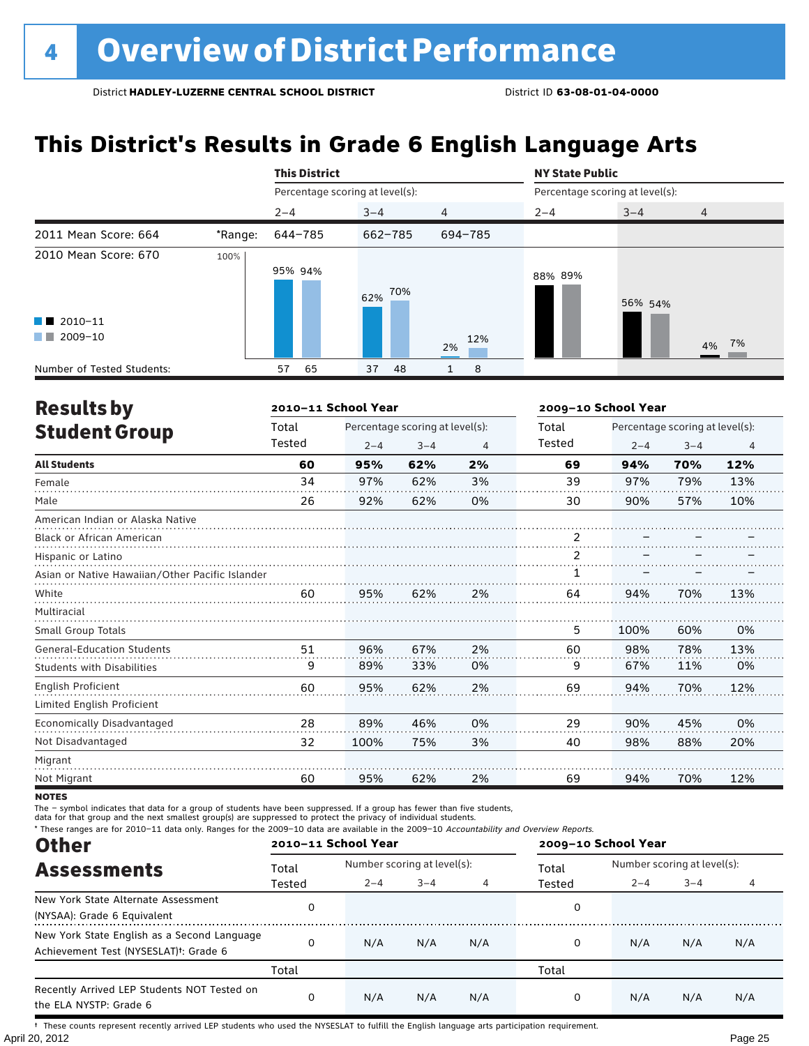# 4 Overview of District Performance

District **HADLEY-LUZERNE CENTRAL SCHOOL DISTRICT** District ID **63-08-01-04-0000**

## This District's Results in Grade 6 English Language Arts

This District
Percentage scoring at level(s):
2–4 | 3–4 | 4

NY State Public
Percentage scoring at level(s):
2–4 | 3–4 | 4

2011 Mean Score: 664 *Range: 644–785 | 662–785 | 694–785

2010 Mean Score: 670

100%

2010–11
2009–10

95% 94% | 62% 70% | 2% 12%

88% 89% | 56% 54% | 4% 7%

Number of Tested Students: 57 65 | 37 48 | 1 8

## Results by Student Group

| | 2010–11 School Year | | | | 2009–10 School Year | | | |
|---|---|---|---|---|---|---|---|---|
| | Total Tested | Percentage scoring at level(s): 2–4 | 3–4 | 4 | Total Tested | Percentage scoring at level(s): 2–4 | 3–4 | 4 |
| **All Students** | **60** | **95%** | **62%** | **2%** | **69** | **94%** | **70%** | **12%** |
| Female | 34 | 97% | 62% | 3% | 39 | 97% | 79% | 13% |
| Male | 26 | 92% | 62% | 0% | 30 | 90% | 57% | 10% |
| American Indian or Alaska Native | | | | | | | | |
| Black or African American | | | | | 2 | – | – | – |
| Hispanic or Latino | | | | | 2 | – | – | – |
| Asian or Native Hawaiian/Other Pacific Islander | | | | | 1 | – | – | – |
| White | 60 | 95% | 62% | 2% | 64 | 94% | 70% | 13% |
| Multiracial | | | | | | | | |
| Small Group Totals | | | | | 5 | 100% | 60% | 0% |
| General-Education Students | 51 | 96% | 67% | 2% | 60 | 98% | 78% | 13% |
| Students with Disabilities | 9 | 89% | 33% | 0% | 9 | 67% | 11% | 0% |
| English Proficient | 60 | 95% | 62% | 2% | 69 | 94% | 70% | 12% |
| Limited English Proficient | | | | | | | | |
| Economically Disadvantaged | 28 | 89% | 46% | 0% | 29 | 90% | 45% | 0% |
| Not Disadvantaged | 32 | 100% | 75% | 3% | 40 | 98% | 88% | 20% |
| Migrant | | | | | | | | |
| Not Migrant | 60 | 95% | 62% | 2% | 69 | 94% | 70% | 12% |

**NOTES**

The – symbol indicates that data for a group of students have been suppressed. If a group has fewer than five students, data for that group and the next smallest group(s) are suppressed to protect the privacy of individual students.

* These ranges are for 2010–11 data only. Ranges for the 2009–10 data are available in the 2009–10 *Accountability and Overview Reports.*

## Other Assessments

| | 2010–11 School Year | | | | 2009–10 School Year | | | |
|---|---|---|---|---|---|---|---|---|
| | Total Tested | Number scoring at level(s): 2–4 | 3–4 | 4 | Total Tested | Number scoring at level(s): 2–4 | 3–4 | 4 |
| New York State Alternate Assessment (NYSAA): Grade 6 Equivalent | 0 | | | | 0 | | | |
| New York State English as a Second Language Achievement Test (NYSESLAT)†: Grade 6 | 0 | N/A | N/A | N/A | 0 | N/A | N/A | N/A |
| | Total | | | | Total | | | |
| Recently Arrived LEP Students NOT Tested on the ELA NYSTP: Grade 6 | 0 | N/A | N/A | N/A | 0 | N/A | N/A | N/A |

† These counts represent recently arrived LEP students who used the NYSESLAT to fulfill the English language arts participation requirement.

April 20, 2012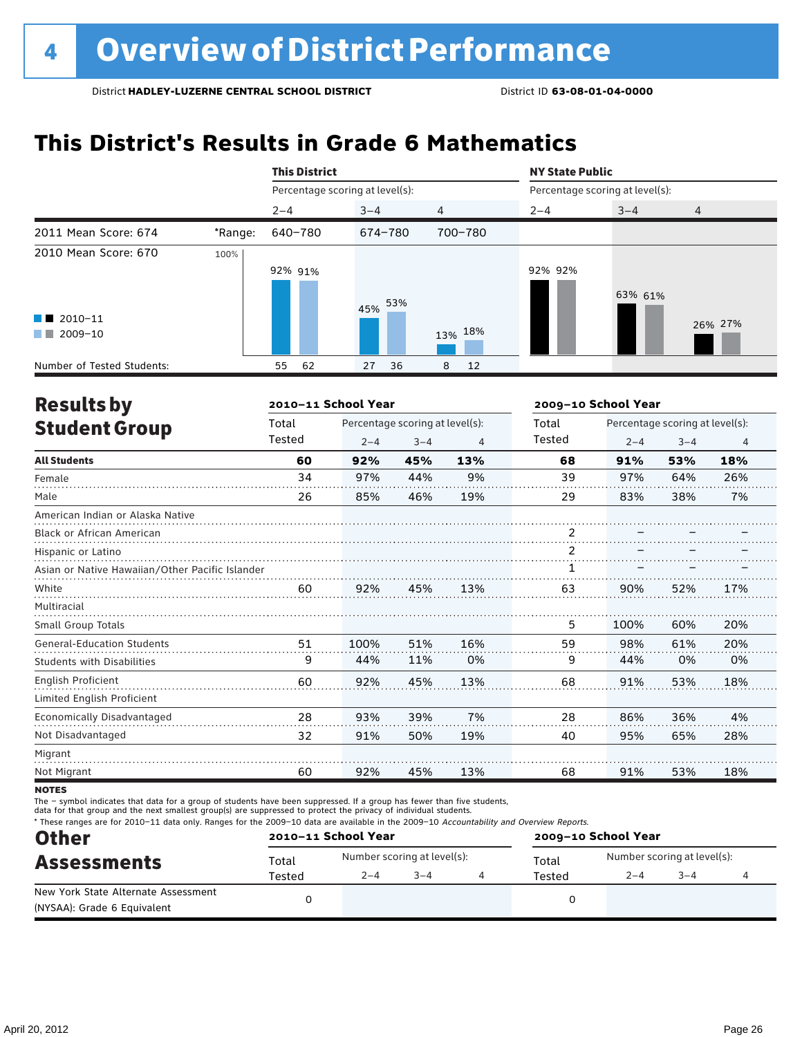# 4 Overview of District Performance

District **HADLEY-LUZERNE CENTRAL SCHOOL DISTRICT** District ID **63-08-01-04-0000**

## This District's Results in Grade 6 Mathematics

| | | This District | | | NY State Public | | |
|---|---|---|---|---|---|---|---|
| | | Percentage scoring at level(s): | | | Percentage scoring at level(s): | | |
| | | 2–4 | 3–4 | 4 | 2–4 | 3–4 | 4 |
| 2011 Mean Score: 674 | *Range: | 640–780 | 674–780 | 700–780 | | | |
| 2010 Mean Score: 670 | | | | | | | |

100%

2010–11
2009–10

This District: 92% 91% | 45% 53% | 13% 18%

NY State Public: 92% 92% | 63% 61% | 26% 27%

Number of Tested Students: 55 62 | 27 36 | 8 12

## Results by Student Group

| | 2010–11 School Year | | | | 2009–10 School Year | | | |
|---|---|---|---|---|---|---|---|---|
| | Total Tested | Percentage scoring at level(s): | | | Total Tested | Percentage scoring at level(s): | | |
| | | 2–4 | 3–4 | 4 | | 2–4 | 3–4 | 4 |
| **All Students** | **60** | **92%** | **45%** | **13%** | **68** | **91%** | **53%** | **18%** |
| Female | 34 | 97% | 44% | 9% | 39 | 97% | 64% | 26% |
| Male | 26 | 85% | 46% | 19% | 29 | 83% | 38% | 7% |
| American Indian or Alaska Native | | | | | | | | |
| Black or African American | | | | | 2 | – | – | – |
| Hispanic or Latino | | | | | 2 | – | – | – |
| Asian or Native Hawaiian/Other Pacific Islander | | | | | 1 | – | – | – |
| White | 60 | 92% | 45% | 13% | 63 | 90% | 52% | 17% |
| Multiracial | | | | | | | | |
| Small Group Totals | | | | | 5 | 100% | 60% | 20% |
| General-Education Students | 51 | 100% | 51% | 16% | 59 | 98% | 61% | 20% |
| Students with Disabilities | 9 | 44% | 11% | 0% | 9 | 44% | 0% | 0% |
| English Proficient | 60 | 92% | 45% | 13% | 68 | 91% | 53% | 18% |
| Limited English Proficient | | | | | | | | |
| Economically Disadvantaged | 28 | 93% | 39% | 7% | 28 | 86% | 36% | 4% |
| Not Disadvantaged | 32 | 91% | 50% | 19% | 40 | 95% | 65% | 28% |
| Migrant | | | | | | | | |
| Not Migrant | 60 | 92% | 45% | 13% | 68 | 91% | 53% | 18% |

**NOTES**

The – symbol indicates that data for a group of students have been suppressed. If a group has fewer than five students, data for that group and the next smallest group(s) are suppressed to protect the privacy of individual students.

* These ranges are for 2010–11 data only. Ranges for the 2009–10 data are available in the 2009–10 *Accountability and Overview Reports*.

## Other Assessments

| | 2010–11 School Year | | | | 2009–10 School Year | | | |
|---|---|---|---|---|---|---|---|---|
| | Total Tested | Number scoring at level(s): | | | Total Tested | Number scoring at level(s): | | |
| | | 2–4 | 3–4 | 4 | | 2–4 | 3–4 | 4 |
| New York State Alternate Assessment (NYSAA): Grade 6 Equivalent | 0 | | | | 0 | | | |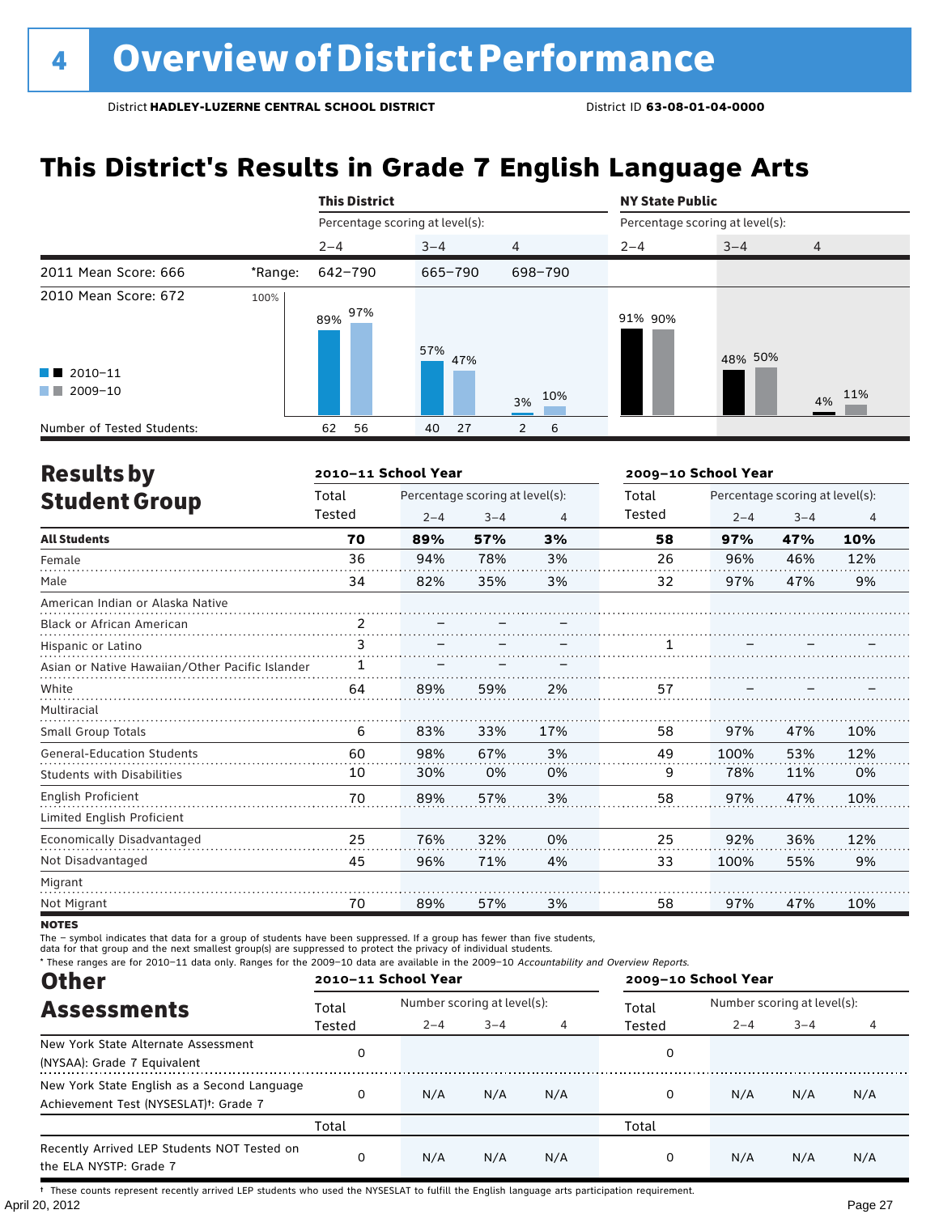# 4 Overview of District Performance

District **HADLEY-LUZERNE CENTRAL SCHOOL DISTRICT** District ID **63-08-01-04-0000**

## This District's Results in Grade 7 English Language Arts

| | | This District | | | NY State Public | | |
|---|---|---|---|---|---|---|---|
| | | Percentage scoring at level(s): | | | Percentage scoring at level(s): | | |
| | | 2–4 | 3–4 | 4 | 2–4 | 3–4 | 4 |
| 2011 Mean Score: 666 | *Range: | 642–790 | 665–790 | 698–790 | | | |

2010 Mean Score: 672

100%

2010–11

2009–10

This District: 2–4: 89% 97%; 3–4: 57% 47%; 4: 3% 10%

NY State Public: 2–4: 91% 90%; 3–4: 48% 50%; 4: 4% 11%

Number of Tested Students: 62 56 | 40 27 | 2 6

## Results by Student Group

| | 2010–11 School Year | | | | 2009–10 School Year | | | |
|---|---|---|---|---|---|---|---|---|
| | Total Tested | Percentage scoring at level(s): 2–4 | 3–4 | 4 | Total Tested | Percentage scoring at level(s): 2–4 | 3–4 | 4 |
| **All Students** | **70** | **89%** | **57%** | **3%** | **58** | **97%** | **47%** | **10%** |
| Female | 36 | 94% | 78% | 3% | 26 | 96% | 46% | 12% |
| Male | 34 | 82% | 35% | 3% | 32 | 97% | 47% | 9% |
| American Indian or Alaska Native | | | | | | | | |
| Black or African American | 2 | – | – | – | | | | |
| Hispanic or Latino | 3 | – | – | – | 1 | – | – | – |
| Asian or Native Hawaiian/Other Pacific Islander | 1 | – | – | – | | | | |
| White | 64 | 89% | 59% | 2% | 57 | – | – | – |
| Multiracial | | | | | | | | |
| Small Group Totals | 6 | 83% | 33% | 17% | 58 | 97% | 47% | 10% |
| General-Education Students | 60 | 98% | 67% | 3% | 49 | 100% | 53% | 12% |
| Students with Disabilities | 10 | 30% | 0% | 0% | 9 | 78% | 11% | 0% |
| English Proficient | 70 | 89% | 57% | 3% | 58 | 97% | 47% | 10% |
| Limited English Proficient | | | | | | | | |
| Economically Disadvantaged | 25 | 76% | 32% | 0% | 25 | 92% | 36% | 12% |
| Not Disadvantaged | 45 | 96% | 71% | 4% | 33 | 100% | 55% | 9% |
| Migrant | | | | | | | | |
| Not Migrant | 70 | 89% | 57% | 3% | 58 | 97% | 47% | 10% |

**NOTES**

The – symbol indicates that data for a group of students have been suppressed. If a group has fewer than five students, data for that group and the next smallest group(s) are suppressed to protect the privacy of individual students.

\* These ranges are for 2010–11 data only. Ranges for the 2009–10 data are available in the 2009–10 *Accountability and Overview Reports*.

## Other Assessments

| | 2010–11 School Year | | | | 2009–10 School Year | | | |
|---|---|---|---|---|---|---|---|---|
| | Total Tested | Number scoring at level(s): 2–4 | 3–4 | 4 | Total Tested | Number scoring at level(s): 2–4 | 3–4 | 4 |
| New York State Alternate Assessment (NYSAA): Grade 7 Equivalent | 0 | | | | 0 | | | |
| New York State English as a Second Language Achievement Test (NYSESLAT)†: Grade 7 | 0 | N/A | N/A | N/A | 0 | N/A | N/A | N/A |
| | Total | | | | Total | | | |
| Recently Arrived LEP Students NOT Tested on the ELA NYSTP: Grade 7 | 0 | N/A | N/A | N/A | 0 | N/A | N/A | N/A |

† These counts represent recently arrived LEP students who used the NYSESLAT to fulfill the English language arts participation requirement.

April 20, 2012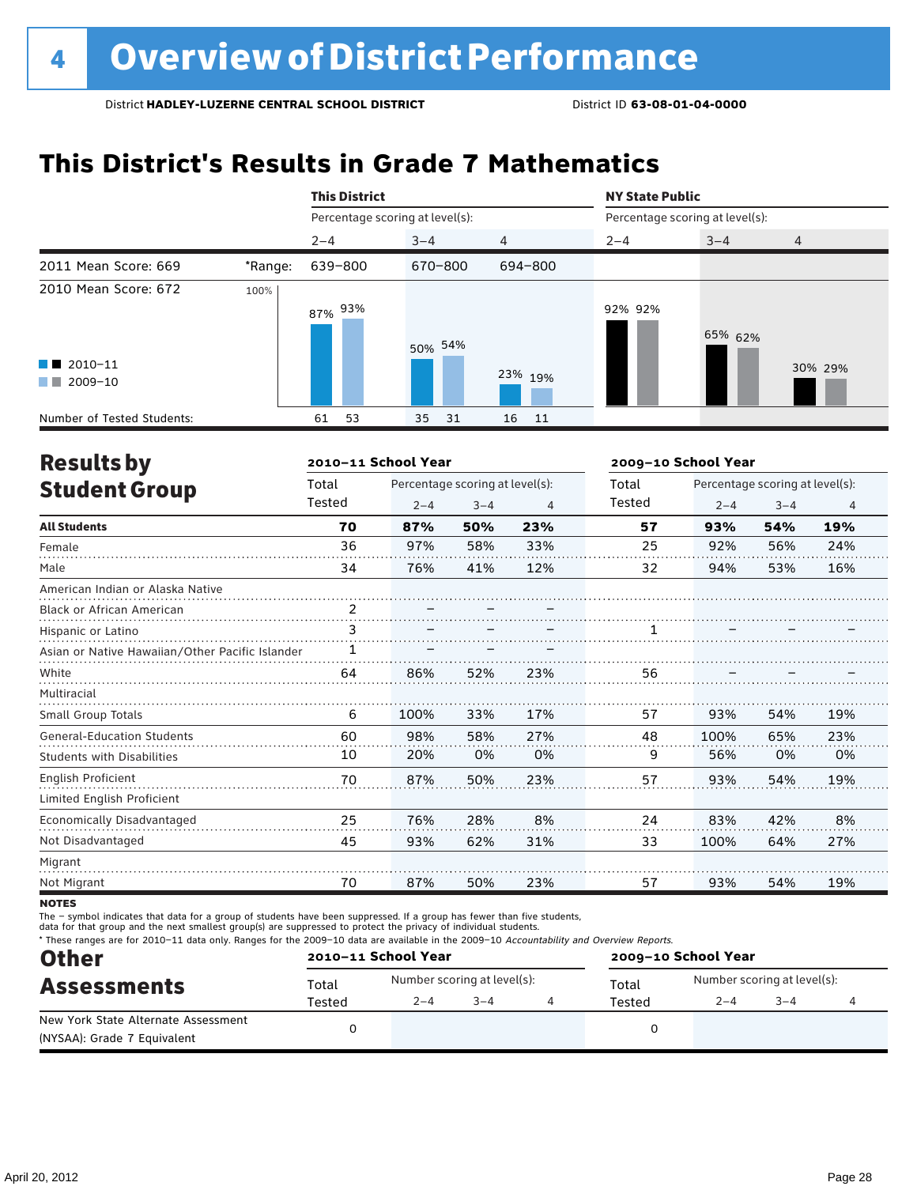# 4 Overview of District Performance

District **HADLEY-LUZERNE CENTRAL SCHOOL DISTRICT** District ID **63-08-01-04-0000**

## This District's Results in Grade 7 Mathematics

**This District** — Percentage scoring at level(s):

**NY State Public** — Percentage scoring at level(s):

| | | 2–4 | 3–4 | 4 |
|---|---|---|---|---|
| 2011 Mean Score: 669 | *Range: | 639–800 | 670–800 | 694–800 |
| 2010 Mean Score: 672 | | | | |

100%

This District:
2–4: 87% 93%
3–4: 50% 54%
4: 23% 19%

NY State Public:
2–4: 92% 92%
3–4: 65% 62%
4: 30% 29%

2010–11
2009–10

Number of Tested Students: 61 53 35 31 16 11

## Results by Student Group

| | 2010–11 School Year | | | | 2009–10 School Year | | | |
|---|---|---|---|---|---|---|---|---|
| | Total Tested | Percentage scoring at level(s): 2–4 | 3–4 | 4 | Total Tested | Percentage scoring at level(s): 2–4 | 3–4 | 4 |
| **All Students** | **70** | **87%** | **50%** | **23%** | **57** | **93%** | **54%** | **19%** |
| Female | 36 | 97% | 58% | 33% | 25 | 92% | 56% | 24% |
| Male | 34 | 76% | 41% | 12% | 32 | 94% | 53% | 16% |
| American Indian or Alaska Native | | | | | | | | |
| Black or African American | 2 | – | – | – | | | | |
| Hispanic or Latino | 3 | – | – | – | 1 | – | – | – |
| Asian or Native Hawaiian/Other Pacific Islander | 1 | – | – | – | | | | |
| White | 64 | 86% | 52% | 23% | 56 | – | – | – |
| Multiracial | | | | | | | | |
| Small Group Totals | 6 | 100% | 33% | 17% | 57 | 93% | 54% | 19% |
| General-Education Students | 60 | 98% | 58% | 27% | 48 | 100% | 65% | 23% |
| Students with Disabilities | 10 | 20% | 0% | 0% | 9 | 56% | 0% | 0% |
| English Proficient | 70 | 87% | 50% | 23% | 57 | 93% | 54% | 19% |
| Limited English Proficient | | | | | | | | |
| Economically Disadvantaged | 25 | 76% | 28% | 8% | 24 | 83% | 42% | 8% |
| Not Disadvantaged | 45 | 93% | 62% | 31% | 33 | 100% | 64% | 27% |
| Migrant | | | | | | | | |
| Not Migrant | 70 | 87% | 50% | 23% | 57 | 93% | 54% | 19% |

**NOTES**

The – symbol indicates that data for a group of students have been suppressed. If a group has fewer than five students, data for that group and the next smallest group(s) are suppressed to protect the privacy of individual students.

* These ranges are for 2010–11 data only. Ranges for the 2009–10 data are available in the 2009–10 *Accountability and Overview Reports.*

## Other Assessments

| | 2010–11 School Year | | | | 2009–10 School Year | | | |
|---|---|---|---|---|---|---|---|---|
| | Total Tested | Number scoring at level(s): 2–4 | 3–4 | 4 | Total Tested | Number scoring at level(s): 2–4 | 3–4 | 4 |
| New York State Alternate Assessment (NYSAA): Grade 7 Equivalent | 0 | | | | 0 | | | |

April 20, 2012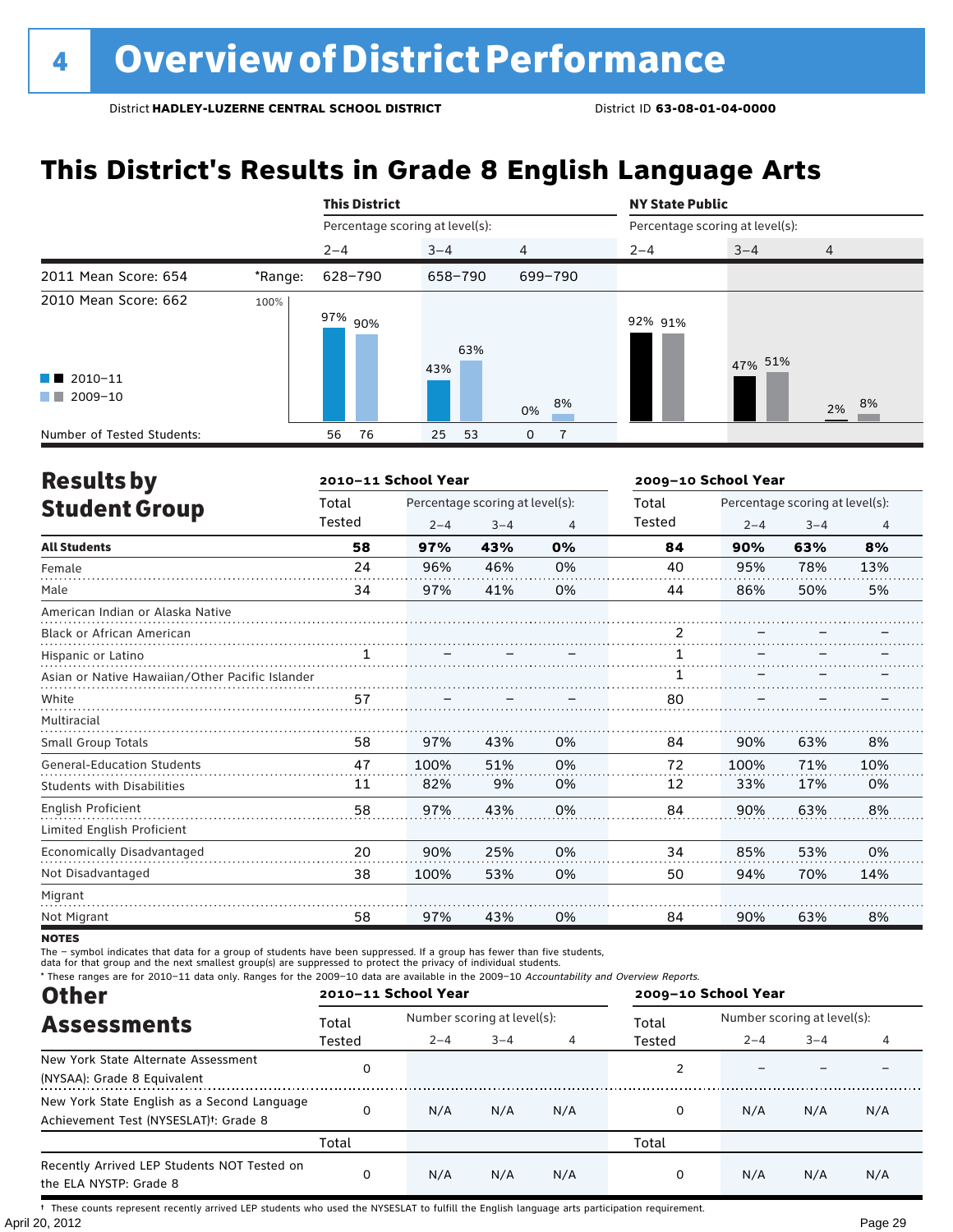# 4 Overview of District Performance

District **HADLEY-LUZERNE CENTRAL SCHOOL DISTRICT** District ID **63-08-01-04-0000**

## This District's Results in Grade 8 English Language Arts

| | | This District | | | NY State Public | | |
|---|---|---|---|---|---|---|---|
| | | Percentage scoring at level(s): | | | Percentage scoring at level(s): | | |
| | | 2–4 | 3–4 | 4 | 2–4 | 3–4 | 4 |
| 2011 Mean Score: 654 | *Range: | 628–790 | 658–790 | 699–790 | | | |
| 2010 Mean Score: 662 | | | | | | | |

100%

■■ 2010–11
■■ 2009–10

This District: 2–4: 97% 90%; 3–4: 43% 63%; 4: 0% 8%

NY State Public: 2–4: 92% 91%; 3–4: 47% 51%; 4: 2% 8%

Number of Tested Students: 56 76 | 25 53 | 0 7

## Results by Student Group

| | 2010–11 School Year | | | | 2009–10 School Year | | | |
|---|---|---|---|---|---|---|---|---|
| | Total Tested | Percentage scoring at level(s): 2–4 | 3–4 | 4 | Total Tested | Percentage scoring at level(s): 2–4 | 3–4 | 4 |
| **All Students** | **58** | **97%** | **43%** | **0%** | **84** | **90%** | **63%** | **8%** |
| Female | 24 | 96% | 46% | 0% | 40 | 95% | 78% | 13% |
| Male | 34 | 97% | 41% | 0% | 44 | 86% | 50% | 5% |
| American Indian or Alaska Native | | | | | | | | |
| Black or African American | | | | | 2 | – | – | – |
| Hispanic or Latino | 1 | – | – | – | 1 | – | – | – |
| Asian or Native Hawaiian/Other Pacific Islander | | | | | 1 | – | – | – |
| White | 57 | – | – | – | 80 | – | – | – |
| Multiracial | | | | | | | | |
| Small Group Totals | 58 | 97% | 43% | 0% | 84 | 90% | 63% | 8% |
| General-Education Students | 47 | 100% | 51% | 0% | 72 | 100% | 71% | 10% |
| Students with Disabilities | 11 | 82% | 9% | 0% | 12 | 33% | 17% | 0% |
| English Proficient | 58 | 97% | 43% | 0% | 84 | 90% | 63% | 8% |
| Limited English Proficient | | | | | | | | |
| Economically Disadvantaged | 20 | 90% | 25% | 0% | 34 | 85% | 53% | 0% |
| Not Disadvantaged | 38 | 100% | 53% | 0% | 50 | 94% | 70% | 14% |
| Migrant | | | | | | | | |
| Not Migrant | 58 | 97% | 43% | 0% | 84 | 90% | 63% | 8% |

**NOTES**

The – symbol indicates that data for a group of students have been suppressed. If a group has fewer than five students, data for that group and the next smallest group(s) are suppressed to protect the privacy of individual students.

\* These ranges are for 2010–11 data only. Ranges for the 2009–10 data are available in the 2009–10 *Accountability and Overview Reports.*

## Other Assessments

| | 2010–11 School Year | | | | 2009–10 School Year | | | |
|---|---|---|---|---|---|---|---|---|
| | Total Tested | Number scoring at level(s): 2–4 | 3–4 | 4 | Total Tested | Number scoring at level(s): 2–4 | 3–4 | 4 |
| New York State Alternate Assessment (NYSAA): Grade 8 Equivalent | 0 | | | | 2 | – | – | – |
| New York State English as a Second Language Achievement Test (NYSESLAT)†: Grade 8 | 0 | N/A | N/A | N/A | 0 | N/A | N/A | N/A |
| | Total | | | | Total | | | |
| Recently Arrived LEP Students NOT Tested on the ELA NYSTP: Grade 8 | 0 | N/A | N/A | N/A | 0 | N/A | N/A | N/A |

† These counts represent recently arrived LEP students who used the NYSESLAT to fulfill the English language arts participation requirement.

April 20, 2012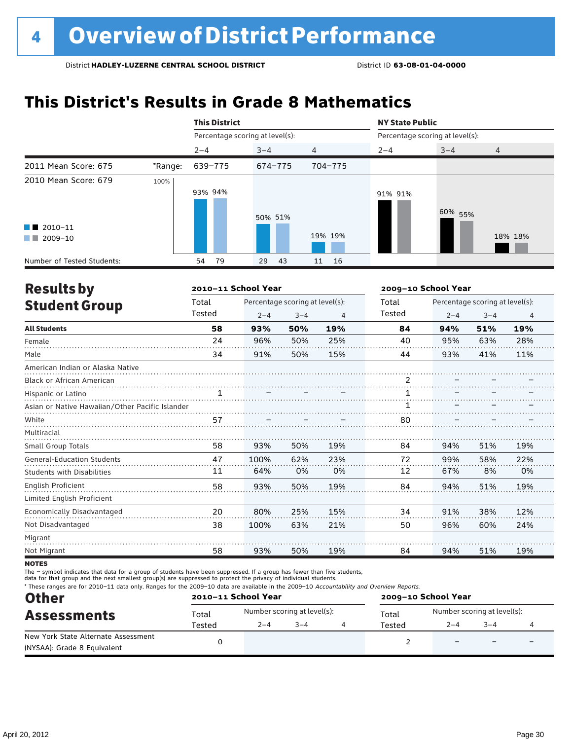# 4 Overview of District Performance

District **HADLEY-LUZERNE CENTRAL SCHOOL DISTRICT** District ID **63-08-01-04-0000**

## This District's Results in Grade 8 Mathematics

**This District** — Percentage scoring at level(s): 2–4, 3–4, 4

**NY State Public** — Percentage scoring at level(s): 2–4, 3–4, 4

2011 Mean Score: 675 *Range: 639–775 674–775 704–775

2010 Mean Score: 679

100%

2010–11
2009–10

This District: 93% 94% | 50% 51% | 19% 19%

NY State Public: 91% 91% | 60% 55% | 18% 18%

Number of Tested Students: 54 79 | 29 43 | 11 16

## Results by Student Group

| | 2010–11 School Year | | | | 2009–10 School Year | | | |
|---|---|---|---|---|---|---|---|---|
| | Total Tested | Percentage scoring at level(s): 2–4 | 3–4 | 4 | Total Tested | Percentage scoring at level(s): 2–4 | 3–4 | 4 |
| **All Students** | **58** | **93%** | **50%** | **19%** | **84** | **94%** | **51%** | **19%** |
| Female | 24 | 96% | 50% | 25% | 40 | 95% | 63% | 28% |
| Male | 34 | 91% | 50% | 15% | 44 | 93% | 41% | 11% |
| American Indian or Alaska Native | | | | | | | | |
| Black or African American | | | | | 2 | – | – | – |
| Hispanic or Latino | 1 | – | – | – | 1 | – | – | – |
| Asian or Native Hawaiian/Other Pacific Islander | | | | | 1 | – | – | – |
| White | 57 | – | – | – | 80 | – | – | – |
| Multiracial | | | | | | | | |
| Small Group Totals | 58 | 93% | 50% | 19% | 84 | 94% | 51% | 19% |
| General-Education Students | 47 | 100% | 62% | 23% | 72 | 99% | 58% | 22% |
| Students with Disabilities | 11 | 64% | 0% | 0% | 12 | 67% | 8% | 0% |
| English Proficient | 58 | 93% | 50% | 19% | 84 | 94% | 51% | 19% |
| Limited English Proficient | | | | | | | | |
| Economically Disadvantaged | 20 | 80% | 25% | 15% | 34 | 91% | 38% | 12% |
| Not Disadvantaged | 38 | 100% | 63% | 21% | 50 | 96% | 60% | 24% |
| Migrant | | | | | | | | |
| Not Migrant | 58 | 93% | 50% | 19% | 84 | 94% | 51% | 19% |

**NOTES**

The – symbol indicates that data for a group of students have been suppressed. If a group has fewer than five students, data for that group and the next smallest group(s) are suppressed to protect the privacy of individual students.

\* These ranges are for 2010–11 data only. Ranges for the 2009–10 data are available in the 2009–10 *Accountability and Overview Reports*.

## Other Assessments

| | 2010–11 School Year | | | | 2009–10 School Year | | | |
|---|---|---|---|---|---|---|---|---|
| | Total Tested | Number scoring at level(s): 2–4 | 3–4 | 4 | Total Tested | Number scoring at level(s): 2–4 | 3–4 | 4 |
| New York State Alternate Assessment (NYSAA): Grade 8 Equivalent | 0 | | | | 2 | – | – | – |

April 20, 2012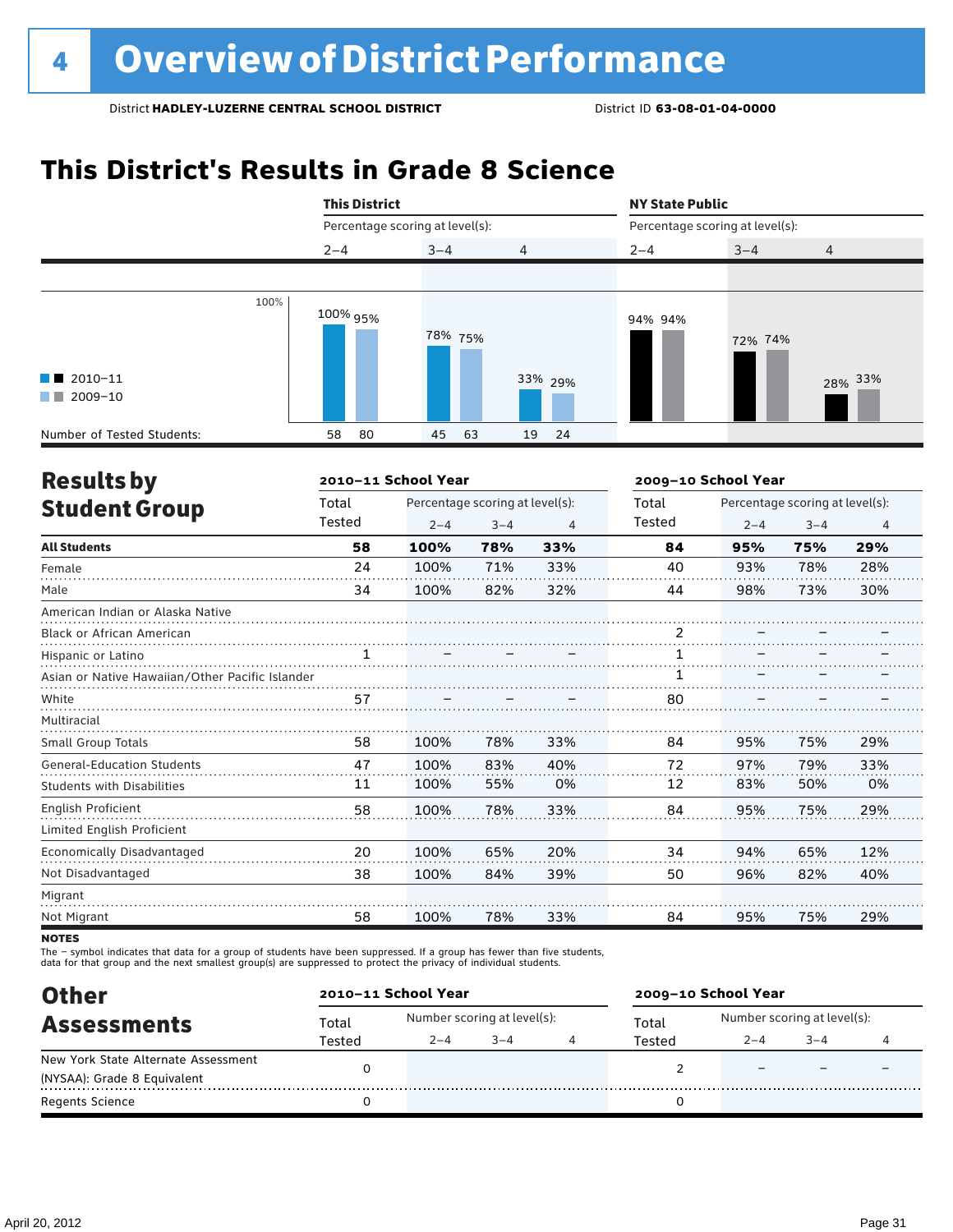# 4 Overview of District Performance

District **HADLEY-LUZERNE CENTRAL SCHOOL DISTRICT** District ID **63-08-01-04-0000**

## This District's Results in Grade 8 Science

**This District**
Percentage scoring at level(s):
2–4 3–4 4

**NY State Public**
Percentage scoring at level(s):
2–4 3–4 4

100%

2010–11
2009–10

100% 95%
78% 75%
33% 29%
94% 94%
72% 74%
28% 33%

Number of Tested Students: 58 80 45 63 19 24

## Results by Student Group

| | 2010–11 School Year | | | | 2009–10 School Year | | | |
|---|---|---|---|---|---|---|---|---|
| | Total Tested | Percentage scoring at level(s): 2–4 | 3–4 | 4 | Total Tested | Percentage scoring at level(s): 2–4 | 3–4 | 4 |
| **All Students** | **58** | **100%** | **78%** | **33%** | **84** | **95%** | **75%** | **29%** |
| Female | 24 | 100% | 71% | 33% | 40 | 93% | 78% | 28% |
| Male | 34 | 100% | 82% | 32% | 44 | 98% | 73% | 30% |
| American Indian or Alaska Native | | | | | | | | |
| Black or African American | | | | | 2 | – | – | – |
| Hispanic or Latino | 1 | – | – | – | 1 | – | – | – |
| Asian or Native Hawaiian/Other Pacific Islander | | | | | 1 | – | – | – |
| White | 57 | – | – | – | 80 | – | – | – |
| Multiracial | | | | | | | | |
| Small Group Totals | 58 | 100% | 78% | 33% | 84 | 95% | 75% | 29% |
| General-Education Students | 47 | 100% | 83% | 40% | 72 | 97% | 79% | 33% |
| Students with Disabilities | 11 | 100% | 55% | 0% | 12 | 83% | 50% | 0% |
| English Proficient | 58 | 100% | 78% | 33% | 84 | 95% | 75% | 29% |
| Limited English Proficient | | | | | | | | |
| Economically Disadvantaged | 20 | 100% | 65% | 20% | 34 | 94% | 65% | 12% |
| Not Disadvantaged | 38 | 100% | 84% | 39% | 50 | 96% | 82% | 40% |
| Migrant | | | | | | | | |
| Not Migrant | 58 | 100% | 78% | 33% | 84 | 95% | 75% | 29% |

**NOTES**
The – symbol indicates that data for a group of students have been suppressed. If a group has fewer than five students, data for that group and the next smallest group(s) are suppressed to protect the privacy of individual students.

## Other Assessments

| | 2010–11 School Year | | | | 2009–10 School Year | | | |
|---|---|---|---|---|---|---|---|---|
| | Total Tested | Number scoring at level(s): 2–4 | 3–4 | 4 | Total Tested | Number scoring at level(s): 2–4 | 3–4 | 4 |
| New York State Alternate Assessment (NYSAA): Grade 8 Equivalent | 0 | | | | 2 | – | – | – |
| Regents Science | 0 | | | | 0 | | | |

April 20, 2012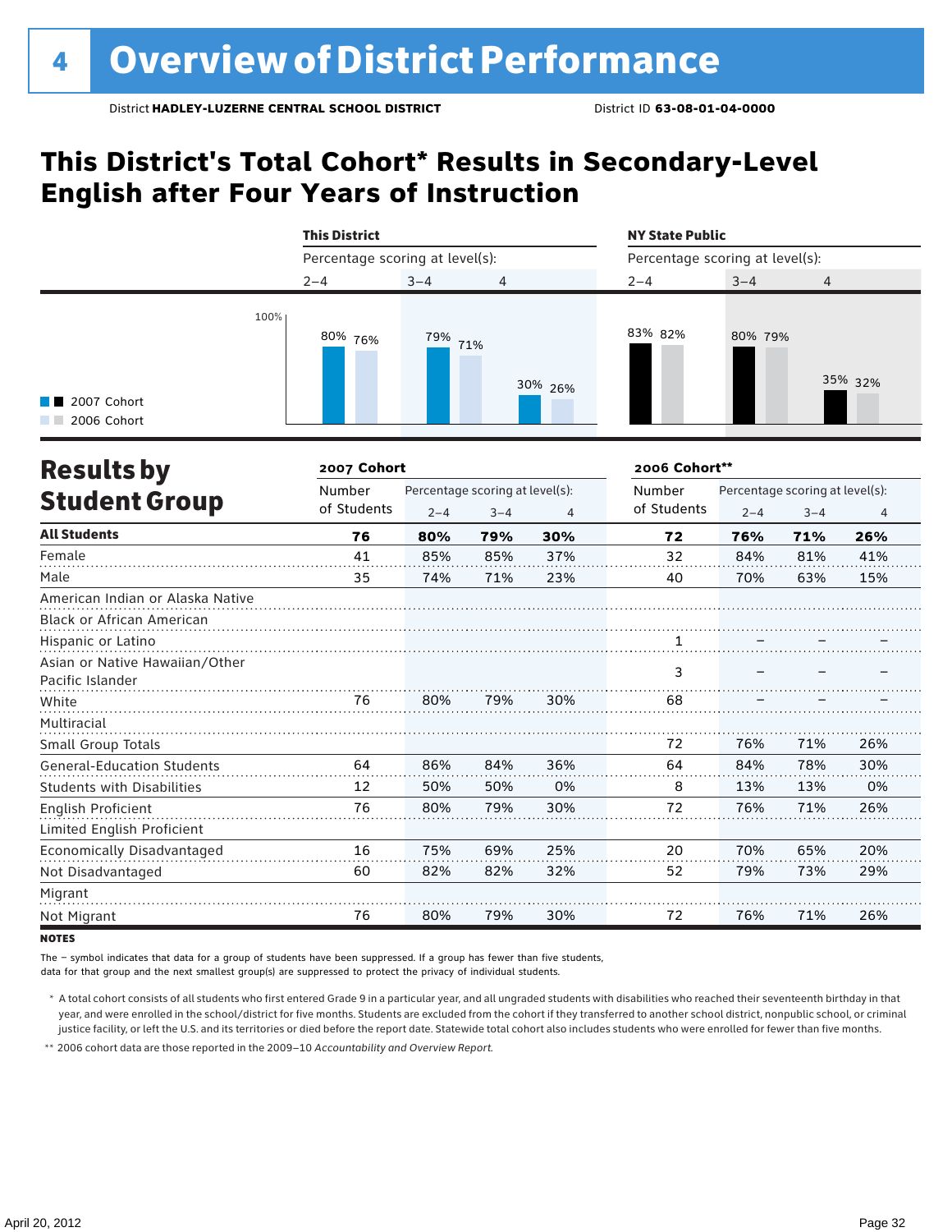# 4 Overview of District Performance

District **HADLEY-LUZERNE CENTRAL SCHOOL DISTRICT** District ID **63-08-01-04-0000**

## This District's Total Cohort* Results in Secondary-Level English after Four Years of Instruction

**This District**

Percentage scoring at level(s):

2–4 3–4 4

100%

80% 76%

79% 71%

30% 26%

**NY State Public**

Percentage scoring at level(s):

2–4 3–4 4

83% 82%

80% 79%

35% 32%

2007 Cohort

2006 Cohort

## Results by Student Group

| | 2007 Cohort | | | | 2006 Cohort** | | | |
|---|---|---|---|---|---|---|---|---|
| | Number of Students | Percentage scoring at level(s): 2–4 | 3–4 | 4 | Number of Students | Percentage scoring at level(s): 2–4 | 3–4 | 4 |
| **All Students** | **76** | **80%** | **79%** | **30%** | **72** | **76%** | **71%** | **26%** |
| Female | 41 | 85% | 85% | 37% | 32 | 84% | 81% | 41% |
| Male | 35 | 74% | 71% | 23% | 40 | 70% | 63% | 15% |
| American Indian or Alaska Native | | | | | | | | |
| Black or African American | | | | | | | | |
| Hispanic or Latino | | | | | 1 | – | – | – |
| Asian or Native Hawaiian/Other Pacific Islander | | | | | 3 | – | – | – |
| White | 76 | 80% | 79% | 30% | 68 | – | – | – |
| Multiracial | | | | | | | | |
| Small Group Totals | | | | | 72 | 76% | 71% | 26% |
| General-Education Students | 64 | 86% | 84% | 36% | 64 | 84% | 78% | 30% |
| Students with Disabilities | 12 | 50% | 50% | 0% | 8 | 13% | 13% | 0% |
| English Proficient | 76 | 80% | 79% | 30% | 72 | 76% | 71% | 26% |
| Limited English Proficient | | | | | | | | |
| Economically Disadvantaged | 16 | 75% | 69% | 25% | 20 | 70% | 65% | 20% |
| Not Disadvantaged | 60 | 82% | 82% | 32% | 52 | 79% | 73% | 29% |
| Migrant | | | | | | | | |
| Not Migrant | 76 | 80% | 79% | 30% | 72 | 76% | 71% | 26% |

**NOTES**

The – symbol indicates that data for a group of students have been suppressed. If a group has fewer than five students, data for that group and the next smallest group(s) are suppressed to protect the privacy of individual students.

\* A total cohort consists of all students who first entered Grade 9 in a particular year, and all ungraded students with disabilities who reached their seventeenth birthday in that year, and were enrolled in the school/district for five months. Students are excluded from the cohort if they transferred to another school district, nonpublic school, or criminal justice facility, or left the U.S. and its territories or died before the report date. Statewide total cohort also includes students who were enrolled for fewer than five months.

\*\* 2006 cohort data are those reported in the 2009–10 *Accountability and Overview Report*.

April 20, 2012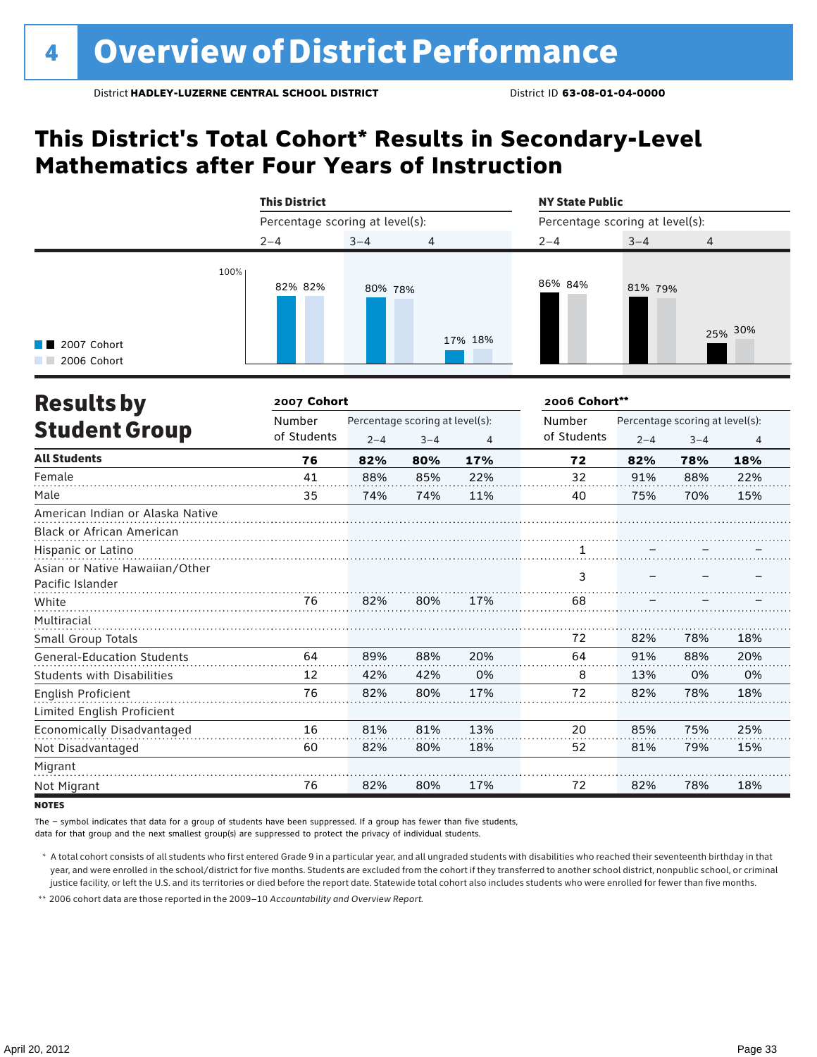# 4 Overview of District Performance

District **HADLEY-LUZERNE CENTRAL SCHOOL DISTRICT** District ID **63-08-01-04-0000**

## This District's Total Cohort* Results in Secondary-Level Mathematics after Four Years of Instruction

**This District**
Percentage scoring at level(s):
2–4 3–4 4
100%
82% 82%
80% 78%
17% 18%

**NY State Public**
Percentage scoring at level(s):
2–4 3–4 4
86% 84%
81% 79%
25% 30%

2007 Cohort
2006 Cohort

## Results by Student Group

| | 2007 Cohort | | | | 2006 Cohort** | | | |
|---|---|---|---|---|---|---|---|---|
| | Number of Students | Percentage scoring at level(s): 2–4 | 3–4 | 4 | Number of Students | Percentage scoring at level(s): 2–4 | 3–4 | 4 |
| **All Students** | **76** | **82%** | **80%** | **17%** | **72** | **82%** | **78%** | **18%** |
| Female | 41 | 88% | 85% | 22% | 32 | 91% | 88% | 22% |
| Male | 35 | 74% | 74% | 11% | 40 | 75% | 70% | 15% |
| American Indian or Alaska Native | | | | | | | | |
| Black or African American | | | | | | | | |
| Hispanic or Latino | | | | | 1 | – | – | – |
| Asian or Native Hawaiian/Other Pacific Islander | | | | | 3 | – | – | – |
| White | 76 | 82% | 80% | 17% | 68 | – | – | – |
| Multiracial | | | | | | | | |
| Small Group Totals | | | | | 72 | 82% | 78% | 18% |
| General-Education Students | 64 | 89% | 88% | 20% | 64 | 91% | 88% | 20% |
| Students with Disabilities | 12 | 42% | 42% | 0% | 8 | 13% | 0% | 0% |
| English Proficient | 76 | 82% | 80% | 17% | 72 | 82% | 78% | 18% |
| Limited English Proficient | | | | | | | | |
| Economically Disadvantaged | 16 | 81% | 81% | 13% | 20 | 85% | 75% | 25% |
| Not Disadvantaged | 60 | 82% | 80% | 18% | 52 | 81% | 79% | 15% |
| Migrant | | | | | | | | |
| Not Migrant | 76 | 82% | 80% | 17% | 72 | 82% | 78% | 18% |

**NOTES**

The – symbol indicates that data for a group of students have been suppressed. If a group has fewer than five students, data for that group and the next smallest group(s) are suppressed to protect the privacy of individual students.

\* A total cohort consists of all students who first entered Grade 9 in a particular year, and all ungraded students with disabilities who reached their seventeenth birthday in that year, and were enrolled in the school/district for five months. Students are excluded from the cohort if they transferred to another school district, nonpublic school, or criminal justice facility, or left the U.S. and its territories or died before the report date. Statewide total cohort also includes students who were enrolled for fewer than five months.

\*\* 2006 cohort data are those reported in the 2009–10 *Accountability and Overview Report*.